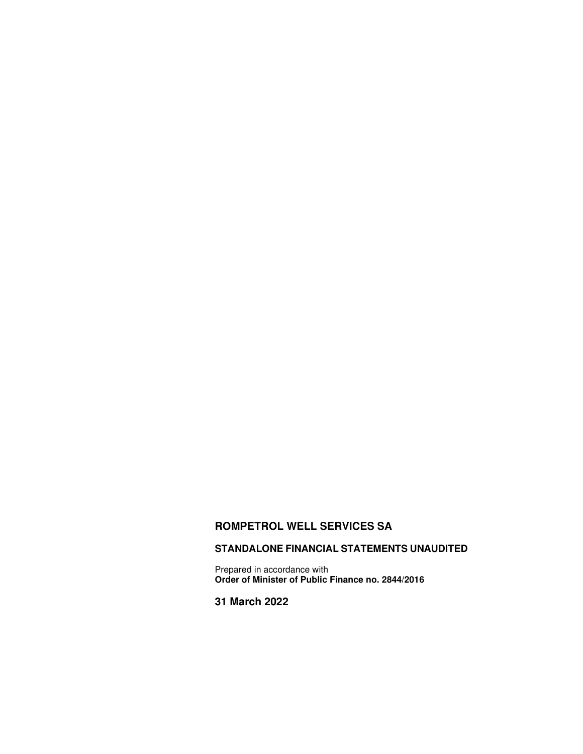# ROMPETROL WELL SERVICES SA

## STANDALONE FINANCIAL STATEMENTS UNAUDITED

Prepared in accordance with
**Order of Minister of Public Finance no. 2844/2016**

## 31 March 2022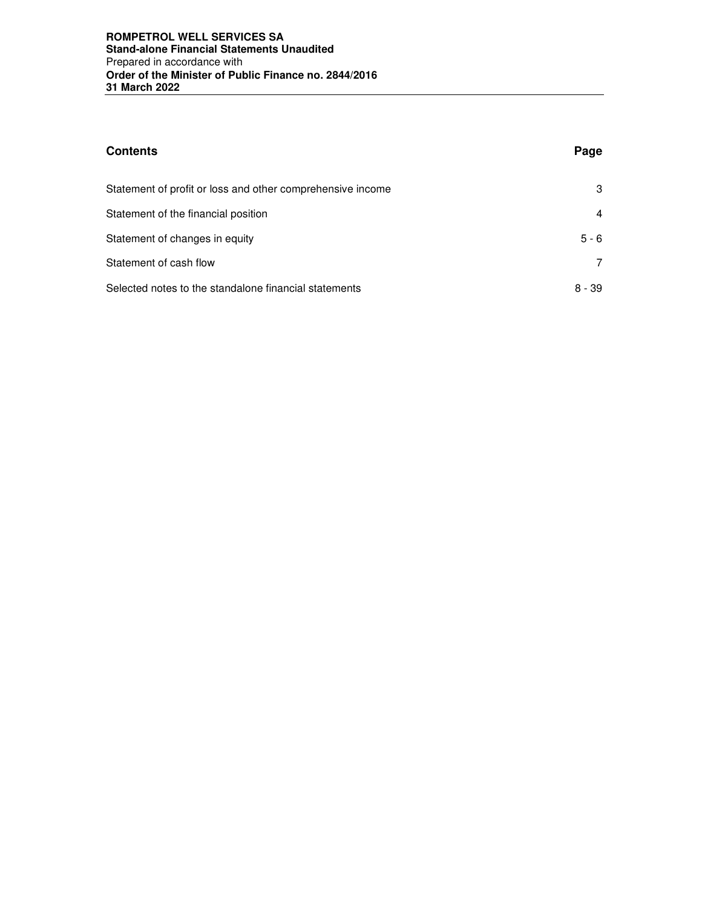## Contents

| Contents | Page |
|---|---|
| Statement of profit or loss and other comprehensive income | 3 |
| Statement of the financial position | 4 |
| Statement of changes in equity | 5 - 6 |
| Statement of cash flow | 7 |
| Selected notes to the standalone financial statements | 8 - 39 |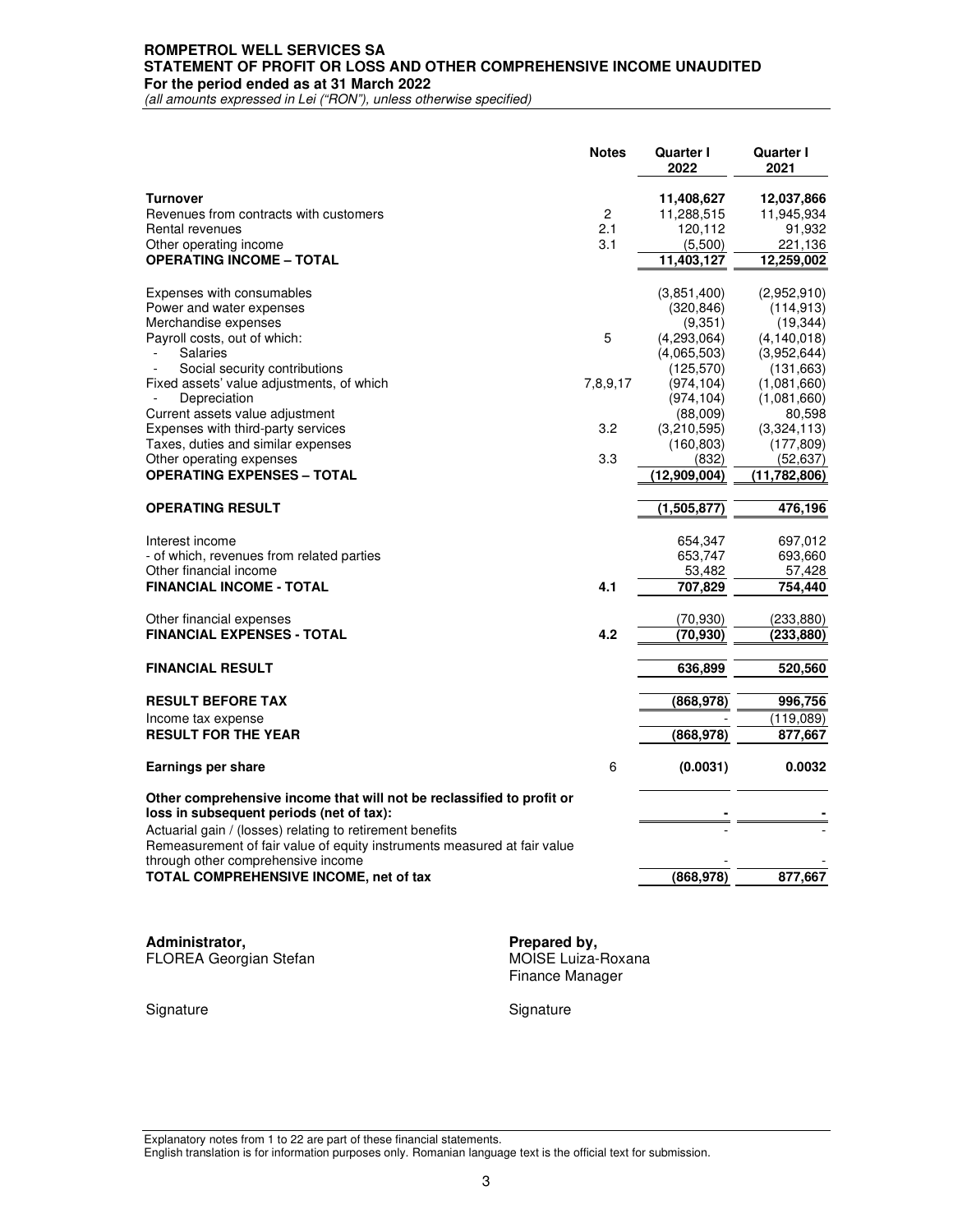**ROMPETROL WELL SERVICES SA**
**STATEMENT OF PROFIT OR LOSS AND OTHER COMPREHENSIVE INCOME UNAUDITED**
**For the period ended as at 31 March 2022**
*(all amounts expressed in Lei ("RON"), unless otherwise specified)*

| | Notes | Quarter I 2022 | Quarter I 2021 |
|---|---|---|---|
| **Turnover** | | **11,408,627** | **12,037,866** |
| Revenues from contracts with customers | 2 | 11,288,515 | 11,945,934 |
| Rental revenues | 2.1 | 120,112 | 91,932 |
| Other operating income | 3.1 | (5,500) | 221,136 |
| **OPERATING INCOME – TOTAL** | | **11,403,127** | **12,259,002** |
| Expenses with consumables | | (3,851,400) | (2,952,910) |
| Power and water expenses | | (320,846) | (114,913) |
| Merchandise expenses | | (9,351) | (19,344) |
| Payroll costs, out of which: | 5 | (4,293,064) | (4,140,018) |
| - Salaries | | (4,065,503) | (3,952,644) |
| - Social security contributions | | (125,570) | (131,663) |
| Fixed assets' value adjustments, of which | 7,8,9,17 | (974,104) | (1,081,660) |
| - Depreciation | | (974,104) | (1,081,660) |
| Current assets value adjustment | | (88,009) | 80,598 |
| Expenses with third-party services | 3.2 | (3,210,595) | (3,324,113) |
| Taxes, duties and similar expenses | | (160,803) | (177,809) |
| Other operating expenses | 3.3 | (832) | (52,637) |
| **OPERATING EXPENSES – TOTAL** | | **(12,909,004)** | **(11,782,806)** |
| **OPERATING RESULT** | | **(1,505,877)** | **476,196** |
| Interest income | | 654,347 | 697,012 |
| - of which, revenues from related parties | | 653,747 | 693,660 |
| Other financial income | | 53,482 | 57,428 |
| **FINANCIAL INCOME - TOTAL** | **4.1** | **707,829** | **754,440** |
| Other financial expenses | | (70,930) | (233,880) |
| **FINANCIAL EXPENSES - TOTAL** | **4.2** | **(70,930)** | **(233,880)** |
| **FINANCIAL RESULT** | | **636,899** | **520,560** |
| **RESULT BEFORE TAX** | | **(868,978)** | **996,756** |
| Income tax expense | | - | (119,089) |
| **RESULT FOR THE YEAR** | | **(868,978)** | **877,667** |
| **Earnings per share** | 6 | **(0.0031)** | **0.0032** |
| **Other comprehensive income that will not be reclassified to profit or loss in subsequent periods (net of tax):** | | **-** | **-** |
| Actuarial gain / (losses) relating to retirement benefits | | - | - |
| Remeasurement of fair value of equity instruments measured at fair value through other comprehensive income | | - | - |
| **TOTAL COMPREHENSIVE INCOME, net of tax** | | **(868,978)** | **877,667** |

**Administrator,**
FLOREA Georgian Stefan

Signature

**Prepared by,**
MOISE Luiza-Roxana
Finance Manager

Signature

Explanatory notes from 1 to 22 are part of these financial statements.
English translation is for information purposes only. Romanian language text is the official text for submission.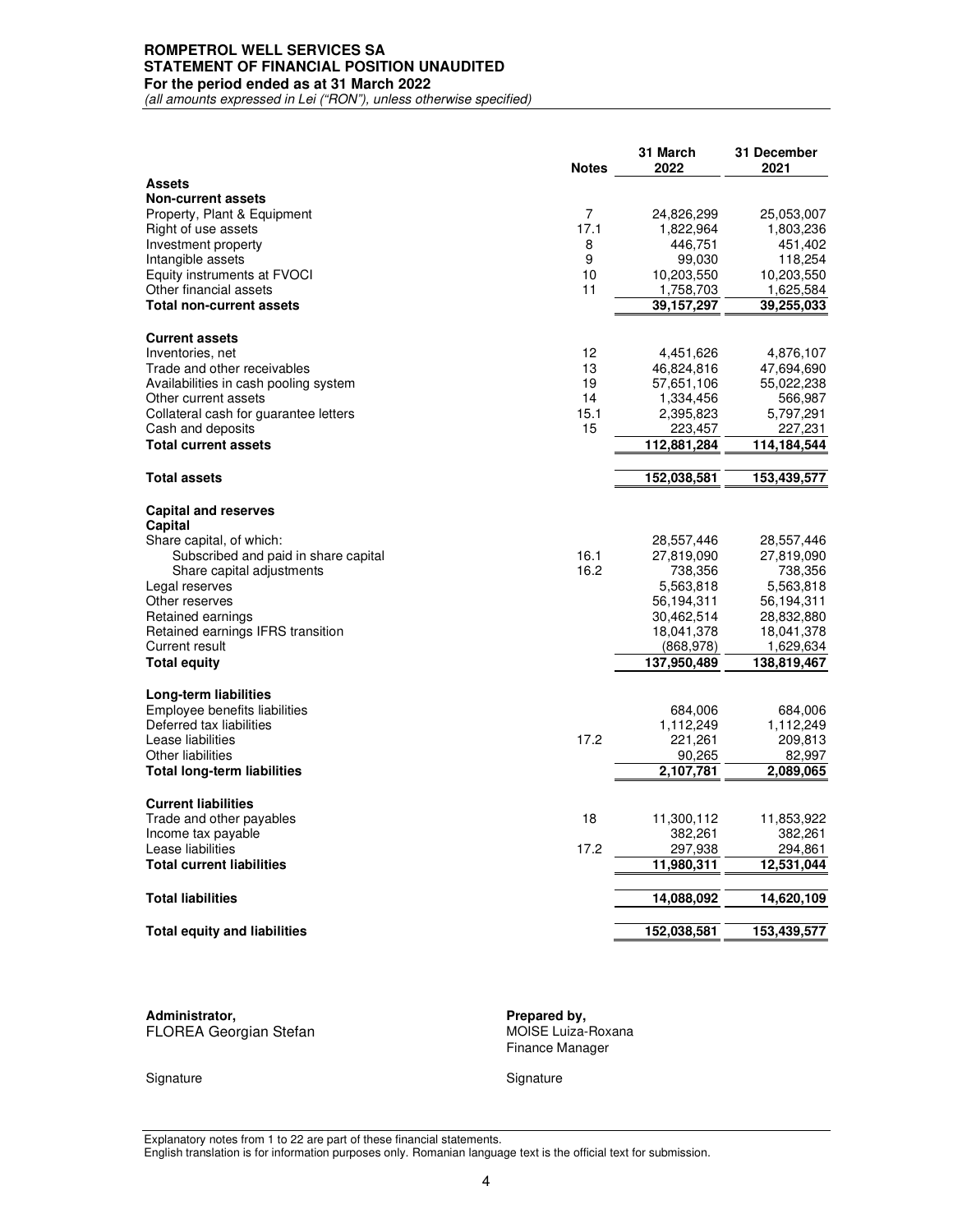**ROMPETROL WELL SERVICES SA**
**STATEMENT OF FINANCIAL POSITION UNAUDITED**
**For the period ended as at 31 March 2022**
*(all amounts expressed in Lei ("RON"), unless otherwise specified)*

| | Notes | 31 March 2022 | 31 December 2021 |
|---|---|---|---|
| **Assets** | | | |
| **Non-current assets** | | | |
| Property, Plant & Equipment | 7 | 24,826,299 | 25,053,007 |
| Right of use assets | 17.1 | 1,822,964 | 1,803,236 |
| Investment property | 8 | 446,751 | 451,402 |
| Intangible assets | 9 | 99,030 | 118,254 |
| Equity instruments at FVOCI | 10 | 10,203,550 | 10,203,550 |
| Other financial assets | 11 | 1,758,703 | 1,625,584 |
| **Total non-current assets** | | **39,157,297** | **39,255,033** |
| **Current assets** | | | |
| Inventories, net | 12 | 4,451,626 | 4,876,107 |
| Trade and other receivables | 13 | 46,824,816 | 47,694,690 |
| Availabilities in cash pooling system | 19 | 57,651,106 | 55,022,238 |
| Other current assets | 14 | 1,334,456 | 566,987 |
| Collateral cash for guarantee letters | 15.1 | 2,395,823 | 5,797,291 |
| Cash and deposits | 15 | 223,457 | 227,231 |
| **Total current assets** | | **112,881,284** | **114,184,544** |
| **Total assets** | | **152,038,581** | **153,439,577** |
| **Capital and reserves** | | | |
| **Capital** | | | |
| Share capital, of which: | | 28,557,446 | 28,557,446 |
| Subscribed and paid in share capital | 16.1 | 27,819,090 | 27,819,090 |
| Share capital adjustments | 16.2 | 738,356 | 738,356 |
| Legal reserves | | 5,563,818 | 5,563,818 |
| Other reserves | | 56,194,311 | 56,194,311 |
| Retained earnings | | 30,462,514 | 28,832,880 |
| Retained earnings IFRS transition | | 18,041,378 | 18,041,378 |
| Current result | | (868,978) | 1,629,634 |
| **Total equity** | | **137,950,489** | **138,819,467** |
| **Long-term liabilities** | | | |
| Employee benefits liabilities | | 684,006 | 684,006 |
| Deferred tax liabilities | | 1,112,249 | 1,112,249 |
| Lease liabilities | 17.2 | 221,261 | 209,813 |
| Other liabilities | | 90,265 | 82,997 |
| **Total long-term liabilities** | | **2,107,781** | **2,089,065** |
| **Current liabilities** | | | |
| Trade and other payables | 18 | 11,300,112 | 11,853,922 |
| Income tax payable | | 382,261 | 382,261 |
| Lease liabilities | 17.2 | 297,938 | 294,861 |
| **Total current liabilities** | | **11,980,311** | **12,531,044** |
| **Total liabilities** | | **14,088,092** | **14,620,109** |
| **Total equity and liabilities** | | **152,038,581** | **153,439,577** |

**Administrator,**
FLOREA Georgian Stefan

Signature

**Prepared by,**
MOISE Luiza-Roxana
Finance Manager

Signature

Explanatory notes from 1 to 22 are part of these financial statements.
English translation is for information purposes only. Romanian language text is the official text for submission.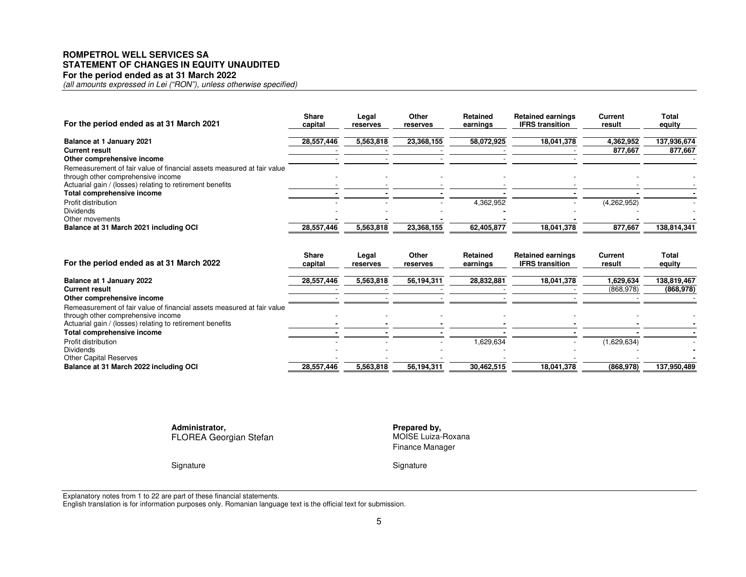**ROMPETROL WELL SERVICES SA**
**STATEMENT OF CHANGES IN EQUITY UNAUDITED**
**For the period ended as at 31 March 2022**
*(all amounts expressed in Lei ("RON"), unless otherwise specified)*

| For the period ended as at 31 March 2021 | Share capital | Legal reserves | Other reserves | Retained earnings | Retained earnings IFRS transition | Current result | Total equity |
|---|---|---|---|---|---|---|---|
| **Balance at 1 January 2021** | **28,557,446** | **5,563,818** | **23,368,155** | **58,072,925** | **18,041,378** | **4,362,952** | **137,936,674** |
| **Current result** | - | - | - | - | - | **877,667** | **877,667** |
| **Other comprehensive income** | - | - | - | - | - | - | - |
| Remeasurement of fair value of financial assets measured at fair value through other comprehensive income | - | - | - | - | - | - | - |
| Actuarial gain / (losses) relating to retirement benefits | - | - | - | - | - | - | - |
| **Total comprehensive income** | **-** | **-** | **-** | **-** | **-** | **-** | **-** |
| Profit distribution | - | - | - | 4,362,952 | - | (4,262,952) | - |
| Dividends | - | - | - | **-** | - | - | - |
| Other movements | **-** | **-** | **-** | **-** | **-** | **-** | **-** |
| **Balance at 31 March 2021 including OCI** | **28,557,446** | **5,563,818** | **23,368,155** | **62,405,877** | **18,041,378** | **877,667** | **138,814,341** |

| For the period ended as at 31 March 2022 | Share capital | Legal reserves | Other reserves | Retained earnings | Retained earnings IFRS transition | Current result | Total equity |
|---|---|---|---|---|---|---|---|
| **Balance at 1 January 2022** | **28,557,446** | **5,563,818** | **56,194,311** | **28,832,881** | **18,041,378** | **1,629,634** | **138,819,467** |
| **Current result** | - | - | - | - | - | (868,978) | **(868,978)** |
| **Other comprehensive income** | - | - | - | - | - | - | - |
| Remeasurement of fair value of financial assets measured at fair value through other comprehensive income | - | - | - | - | - | - | - |
| Actuarial gain / (losses) relating to retirement benefits | **-** | **-** | **-** | **-** | **-** | **-** | **-** |
| **Total comprehensive income** | **-** | **-** | **-** | **-** | **-** | **-** | **-** |
| Profit distribution | - | - | - | 1,629,634 | - | (1,629,634) | - |
| Dividends | - | - | - | - | - | - | **-** |
| Other Capital Reserves | - | - | - | - | - | - | **-** |
| **Balance at 31 March 2022 including OCI** | **28,557,446** | **5,563,818** | **56,194,311** | **30,462,515** | **18,041,378** | **(868,978)** | **137,950,489** |

**Administrator,**
FLOREA Georgian Stefan

Signature

**Prepared by,**
MOISE Luiza-Roxana
Finance Manager

Signature

Explanatory notes from 1 to 22 are part of these financial statements.
English translation is for information purposes only. Romanian language text is the official text for submission.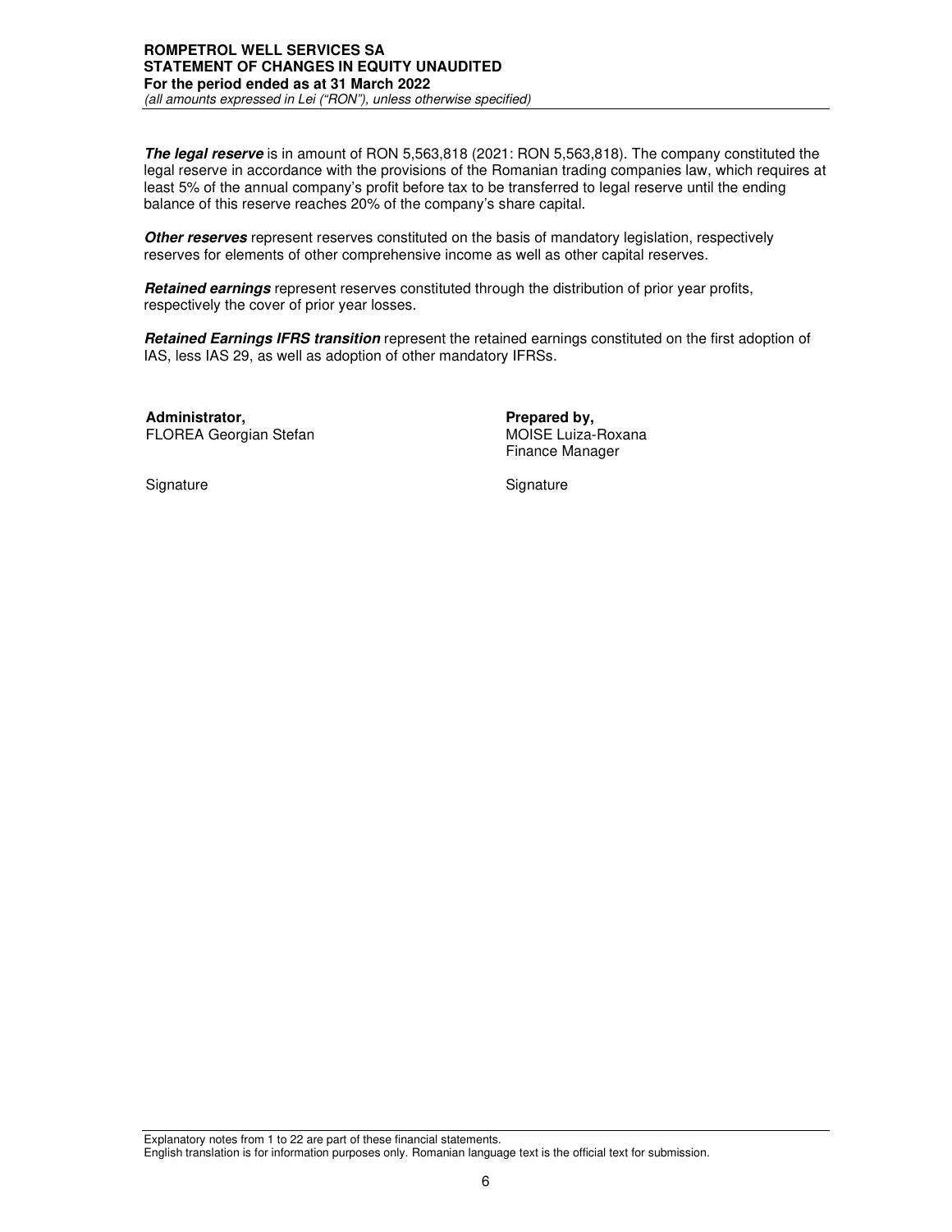***The legal reserve*** is in amount of RON 5,563,818 (2021: RON 5,563,818). The company constituted the legal reserve in accordance with the provisions of the Romanian trading companies law, which requires at least 5% of the annual company's profit before tax to be transferred to legal reserve until the ending balance of this reserve reaches 20% of the company's share capital.

***Other reserves*** represent reserves constituted on the basis of mandatory legislation, respectively reserves for elements of other comprehensive income as well as other capital reserves.

***Retained earnings*** represent reserves constituted through the distribution of prior year profits, respectively the cover of prior year losses.

***Retained Earnings IFRS transition*** represent the retained earnings constituted on the first adoption of IAS, less IAS 29, as well as adoption of other mandatory IFRSs.

**Administrator,**
FLOREA Georgian Stefan

Signature

**Prepared by,**
MOISE Luiza-Roxana
Finance Manager

Signature

Explanatory notes from 1 to 22 are part of these financial statements.
English translation is for information purposes only. Romanian language text is the official text for submission.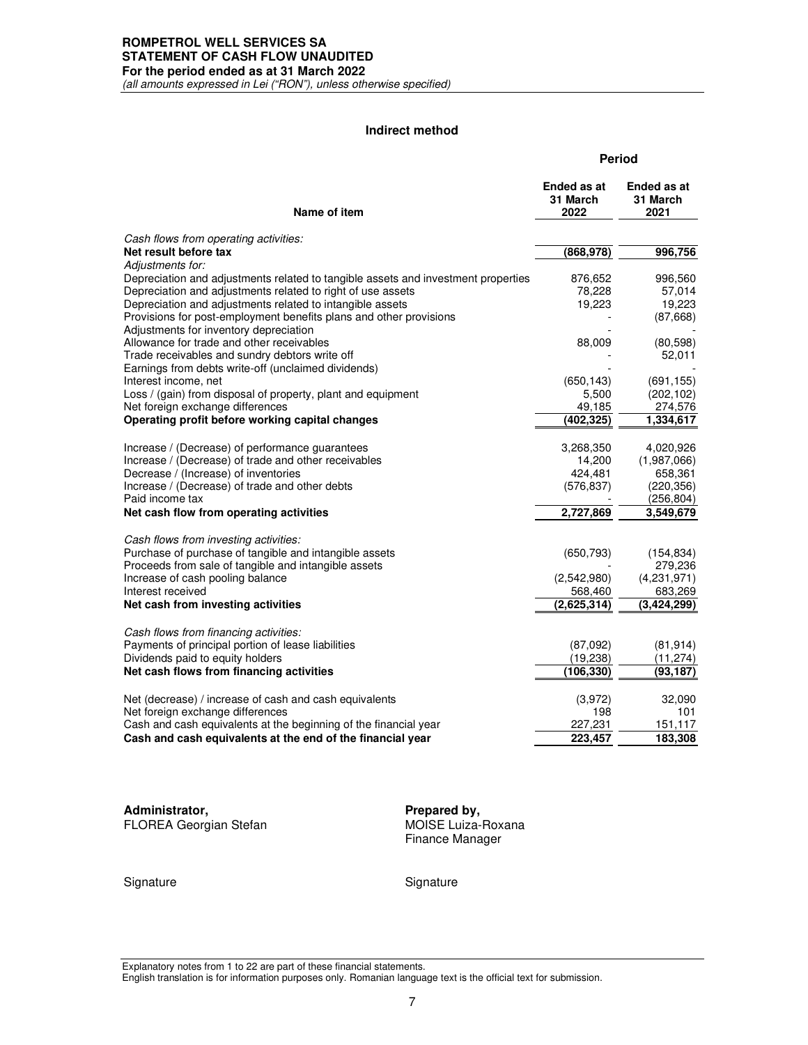**ROMPETROL WELL SERVICES SA**
**STATEMENT OF CASH FLOW UNAUDITED**
**For the period ended as at 31 March 2022**
*(all amounts expressed in Lei ("RON"), unless otherwise specified)*

## Indirect method

| Name of item | Period | |
|---|---|---|
| | **Ended as at 31 March 2022** | **Ended as at 31 March 2021** |
| *Cash flows from operating activities:* | | |
| **Net result before tax** | **(868,978)** | **996,756** |
| *Adjustments for:* | | |
| Depreciation and adjustments related to tangible assets and investment properties | 876,652 | 996,560 |
| Depreciation and adjustments related to right of use assets | 78,228 | 57,014 |
| Depreciation and adjustments related to intangible assets | 19,223 | 19,223 |
| Provisions for post-employment benefits plans and other provisions | - | (87,668) |
| Adjustments for inventory depreciation | - | - |
| Allowance for trade and other receivables | 88,009 | (80,598) |
| Trade receivables and sundry debtors write off | - | 52,011 |
| Earnings from debts write-off (unclaimed dividends) | - | - |
| Interest income, net | (650,143) | (691,155) |
| Loss / (gain) from disposal of property, plant and equipment | 5,500 | (202,102) |
| Net foreign exchange differences | 49,185 | 274,576 |
| **Operating profit before working capital changes** | **(402,325)** | **1,334,617** |
| Increase / (Decrease) of performance guarantees | 3,268,350 | 4,020,926 |
| Increase / (Decrease) of trade and other receivables | 14,200 | (1,987,066) |
| Decrease / (Increase) of inventories | 424,481 | 658,361 |
| Increase / (Decrease) of trade and other debts | (576,837) | (220,356) |
| Paid income tax | - | (256,804) |
| **Net cash flow from operating activities** | **2,727,869** | **3,549,679** |
| *Cash flows from investing activities:* | | |
| Purchase of purchase of tangible and intangible assets | (650,793) | (154,834) |
| Proceeds from sale of tangible and intangible assets | - | 279,236 |
| Increase of cash pooling balance | (2,542,980) | (4,231,971) |
| Interest received | 568,460 | 683,269 |
| **Net cash from investing activities** | **(2,625,314)** | **(3,424,299)** |
| *Cash flows from financing activities:* | | |
| Payments of principal portion of lease liabilities | (87,092) | (81,914) |
| Dividends paid to equity holders | (19,238) | (11,274) |
| **Net cash flows from financing activities** | **(106,330)** | **(93,187)** |
| Net (decrease) / increase of cash and cash equivalents | (3,972) | 32,090 |
| Net foreign exchange differences | 198 | 101 |
| Cash and cash equivalents at the beginning of the financial year | 227,231 | 151,117 |
| **Cash and cash equivalents at the end of the financial year** | **223,457** | **183,308** |

**Administrator,**
FLOREA Georgian Stefan

Signature

**Prepared by,**
MOISE Luiza-Roxana
Finance Manager

Signature

Explanatory notes from 1 to 22 are part of these financial statements.
English translation is for information purposes only. Romanian language text is the official text for submission.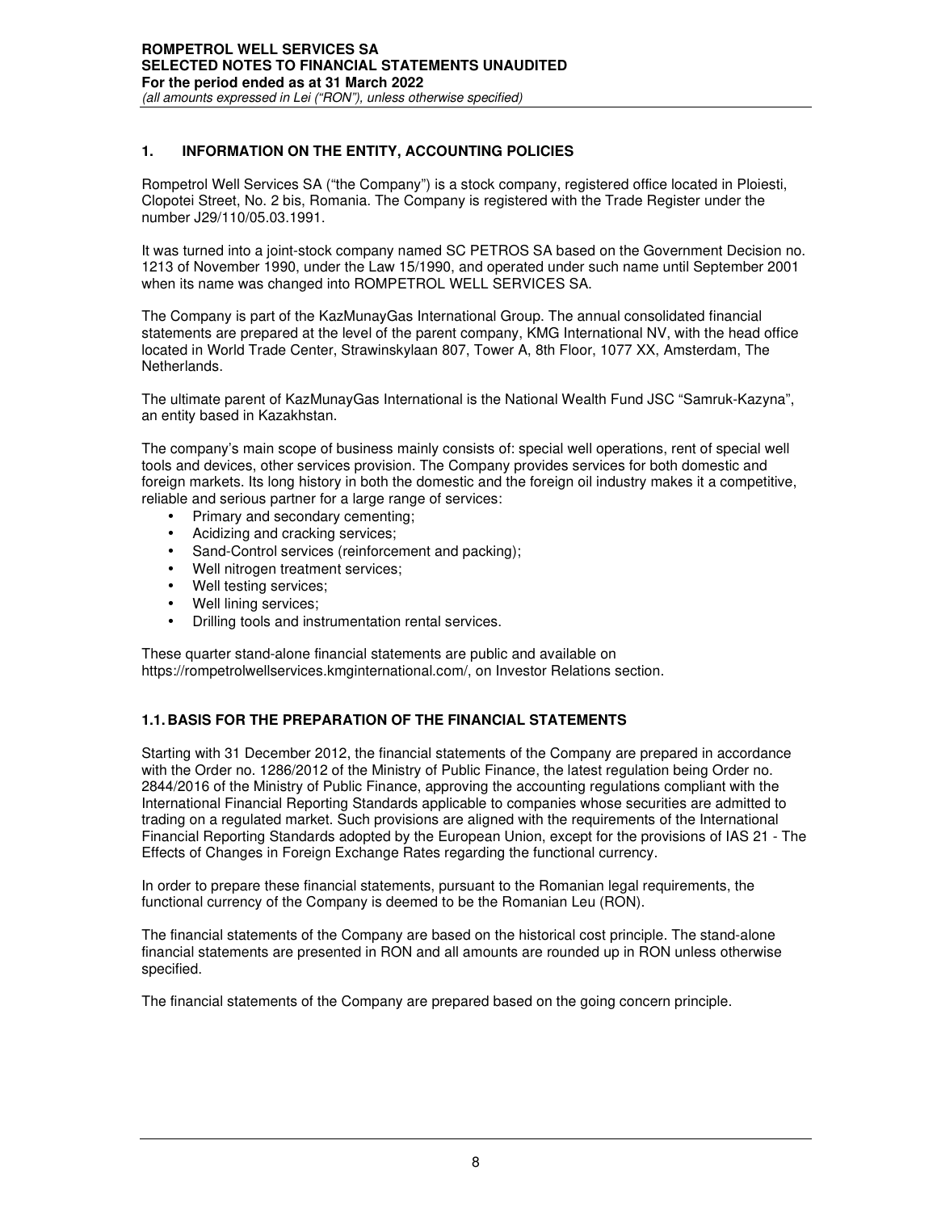## 1. INFORMATION ON THE ENTITY, ACCOUNTING POLICIES

Rompetrol Well Services SA ("the Company") is a stock company, registered office located in Ploiesti, Clopotei Street, No. 2 bis, Romania. The Company is registered with the Trade Register under the number J29/110/05.03.1991.

It was turned into a joint-stock company named SC PETROS SA based on the Government Decision no. 1213 of November 1990, under the Law 15/1990, and operated under such name until September 2001 when its name was changed into ROMPETROL WELL SERVICES SA.

The Company is part of the KazMunayGas International Group. The annual consolidated financial statements are prepared at the level of the parent company, KMG International NV, with the head office located in World Trade Center, Strawinskylaan 807, Tower A, 8th Floor, 1077 XX, Amsterdam, The Netherlands.

The ultimate parent of KazMunayGas International is the National Wealth Fund JSC "Samruk-Kazyna", an entity based in Kazakhstan.

The company's main scope of business mainly consists of: special well operations, rent of special well tools and devices, other services provision. The Company provides services for both domestic and foreign markets. Its long history in both the domestic and the foreign oil industry makes it a competitive, reliable and serious partner for a large range of services:

- Primary and secondary cementing;
- Acidizing and cracking services;
- Sand-Control services (reinforcement and packing);
- Well nitrogen treatment services;
- Well testing services;
- Well lining services;
- Drilling tools and instrumentation rental services.

These quarter stand-alone financial statements are public and available on https://rompetrolwellservices.kmginternational.com/, on Investor Relations section.

### 1.1. BASIS FOR THE PREPARATION OF THE FINANCIAL STATEMENTS

Starting with 31 December 2012, the financial statements of the Company are prepared in accordance with the Order no. 1286/2012 of the Ministry of Public Finance, the latest regulation being Order no. 2844/2016 of the Ministry of Public Finance, approving the accounting regulations compliant with the International Financial Reporting Standards applicable to companies whose securities are admitted to trading on a regulated market. Such provisions are aligned with the requirements of the International Financial Reporting Standards adopted by the European Union, except for the provisions of IAS 21 - The Effects of Changes in Foreign Exchange Rates regarding the functional currency.

In order to prepare these financial statements, pursuant to the Romanian legal requirements, the functional currency of the Company is deemed to be the Romanian Leu (RON).

The financial statements of the Company are based on the historical cost principle. The stand-alone financial statements are presented in RON and all amounts are rounded up in RON unless otherwise specified.

The financial statements of the Company are prepared based on the going concern principle.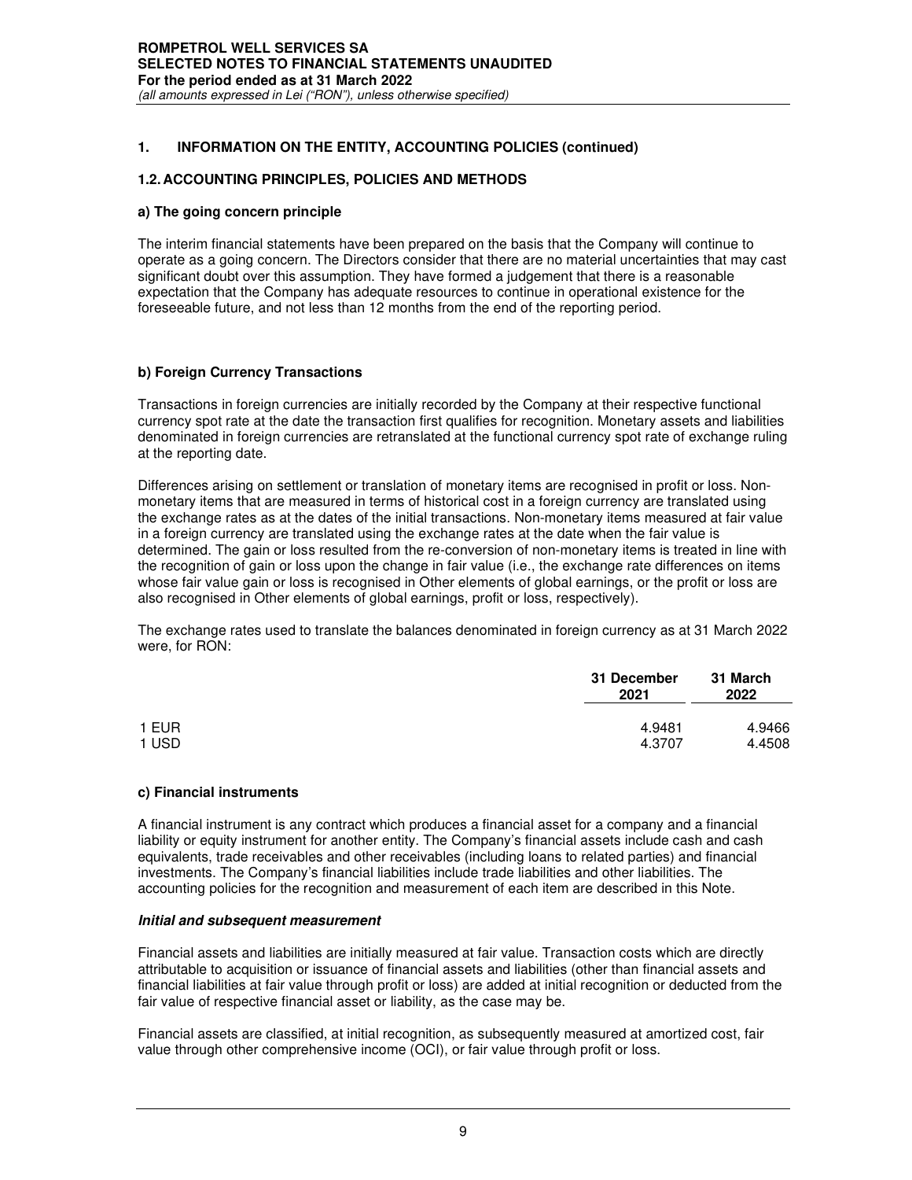## 1. INFORMATION ON THE ENTITY, ACCOUNTING POLICIES (continued)

### 1.2. ACCOUNTING PRINCIPLES, POLICIES AND METHODS

#### a) The going concern principle

The interim financial statements have been prepared on the basis that the Company will continue to operate as a going concern. The Directors consider that there are no material uncertainties that may cast significant doubt over this assumption. They have formed a judgement that there is a reasonable expectation that the Company has adequate resources to continue in operational existence for the foreseeable future, and not less than 12 months from the end of the reporting period.

#### b) Foreign Currency Transactions

Transactions in foreign currencies are initially recorded by the Company at their respective functional currency spot rate at the date the transaction first qualifies for recognition. Monetary assets and liabilities denominated in foreign currencies are retranslated at the functional currency spot rate of exchange ruling at the reporting date.

Differences arising on settlement or translation of monetary items are recognised in profit or loss. Non-monetary items that are measured in terms of historical cost in a foreign currency are translated using the exchange rates as at the dates of the initial transactions. Non-monetary items measured at fair value in a foreign currency are translated using the exchange rates at the date when the fair value is determined. The gain or loss resulted from the re-conversion of non-monetary items is treated in line with the recognition of gain or loss upon the change in fair value (i.e., the exchange rate differences on items whose fair value gain or loss is recognised in Other elements of global earnings, or the profit or loss are also recognised in Other elements of global earnings, profit or loss, respectively).

The exchange rates used to translate the balances denominated in foreign currency as at 31 March 2022 were, for RON:

| | 31 December 2021 | 31 March 2022 |
|---|---|---|
| 1 EUR | 4.9481 | 4.9466 |
| 1 USD | 4.3707 | 4.4508 |

#### c) Financial instruments

A financial instrument is any contract which produces a financial asset for a company and a financial liability or equity instrument for another entity. The Company's financial assets include cash and cash equivalents, trade receivables and other receivables (including loans to related parties) and financial investments. The Company's financial liabilities include trade liabilities and other liabilities. The accounting policies for the recognition and measurement of each item are described in this Note.

***Initial and subsequent measurement***

Financial assets and liabilities are initially measured at fair value. Transaction costs which are directly attributable to acquisition or issuance of financial assets and liabilities (other than financial assets and financial liabilities at fair value through profit or loss) are added at initial recognition or deducted from the fair value of respective financial asset or liability, as the case may be.

Financial assets are classified, at initial recognition, as subsequently measured at amortized cost, fair value through other comprehensive income (OCI), or fair value through profit or loss.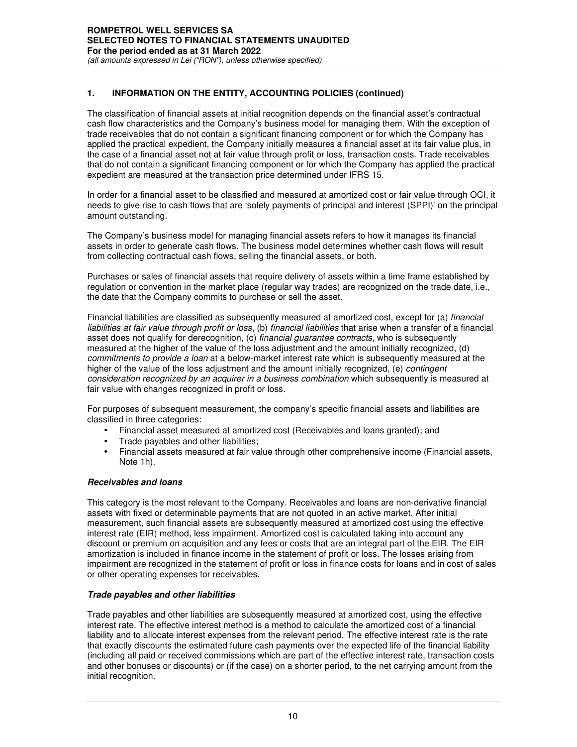## 1. INFORMATION ON THE ENTITY, ACCOUNTING POLICIES (continued)

The classification of financial assets at initial recognition depends on the financial asset's contractual cash flow characteristics and the Company's business model for managing them. With the exception of trade receivables that do not contain a significant financing component or for which the Company has applied the practical expedient, the Company initially measures a financial asset at its fair value plus, in the case of a financial asset not at fair value through profit or loss, transaction costs. Trade receivables that do not contain a significant financing component or for which the Company has applied the practical expedient are measured at the transaction price determined under IFRS 15.

In order for a financial asset to be classified and measured at amortized cost or fair value through OCI, it needs to give rise to cash flows that are 'solely payments of principal and interest (SPPI)' on the principal amount outstanding.

The Company's business model for managing financial assets refers to how it manages its financial assets in order to generate cash flows. The business model determines whether cash flows will result from collecting contractual cash flows, selling the financial assets, or both.

Purchases or sales of financial assets that require delivery of assets within a time frame established by regulation or convention in the market place (regular way trades) are recognized on the trade date, i.e., the date that the Company commits to purchase or sell the asset.

Financial liabilities are classified as subsequently measured at amortized cost, except for (a) *financial liabilities at fair value through profit or loss*, (b) *financial liabilities* that arise when a transfer of a financial asset does not qualify for derecognition, (c) *financial guarantee contracts*, who is subsequently measured at the higher of the value of the loss adjustment and the amount initially recognized, (d) *commitments to provide a loan* at a below-market interest rate which is subsequently measured at the higher of the value of the loss adjustment and the amount initially recognized, (e) *contingent consideration recognized by an acquirer in a business combination* which subsequently is measured at fair value with changes recognized in profit or loss.

For purposes of subsequent measurement, the company's specific financial assets and liabilities are classified in three categories:

- Financial asset measured at amortized cost (Receivables and loans granted); and
- Trade payables and other liabilities;
- Financial assets measured at fair value through other comprehensive income (Financial assets, Note 1h).

***Receivables and loans***

This category is the most relevant to the Company. Receivables and loans are non-derivative financial assets with fixed or determinable payments that are not quoted in an active market. After initial measurement, such financial assets are subsequently measured at amortized cost using the effective interest rate (EIR) method, less impairment. Amortized cost is calculated taking into account any discount or premium on acquisition and any fees or costs that are an integral part of the EIR. The EIR amortization is included in finance income in the statement of profit or loss. The losses arising from impairment are recognized in the statement of profit or loss in finance costs for loans and in cost of sales or other operating expenses for receivables.

***Trade payables and other liabilities***

Trade payables and other liabilities are subsequently measured at amortized cost, using the effective interest rate. The effective interest method is a method to calculate the amortized cost of a financial liability and to allocate interest expenses from the relevant period. The effective interest rate is the rate that exactly discounts the estimated future cash payments over the expected life of the financial liability (including all paid or received commissions which are part of the effective interest rate, transaction costs and other bonuses or discounts) or (if the case) on a shorter period, to the net carrying amount from the initial recognition.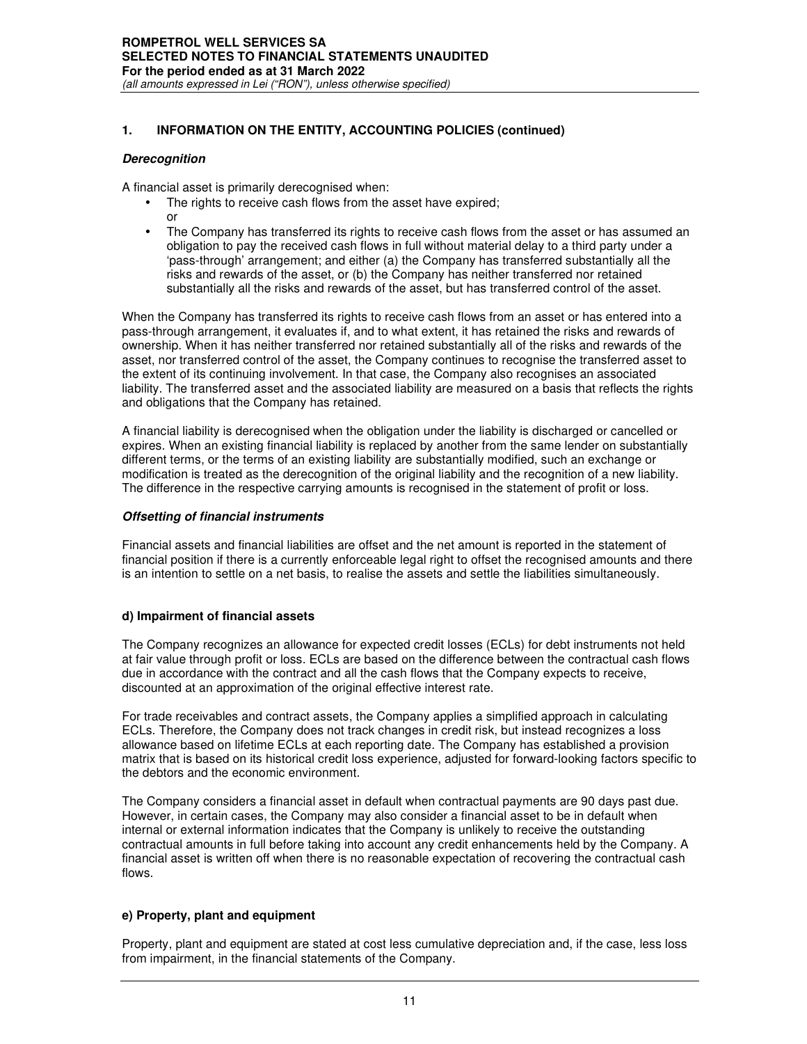## 1. INFORMATION ON THE ENTITY, ACCOUNTING POLICIES (continued)

***Derecognition***

A financial asset is primarily derecognised when:

- The rights to receive cash flows from the asset have expired;
  or
- The Company has transferred its rights to receive cash flows from the asset or has assumed an obligation to pay the received cash flows in full without material delay to a third party under a 'pass-through' arrangement; and either (a) the Company has transferred substantially all the risks and rewards of the asset, or (b) the Company has neither transferred nor retained substantially all the risks and rewards of the asset, but has transferred control of the asset.

When the Company has transferred its rights to receive cash flows from an asset or has entered into a pass-through arrangement, it evaluates if, and to what extent, it has retained the risks and rewards of ownership. When it has neither transferred nor retained substantially all of the risks and rewards of the asset, nor transferred control of the asset, the Company continues to recognise the transferred asset to the extent of its continuing involvement. In that case, the Company also recognises an associated liability. The transferred asset and the associated liability are measured on a basis that reflects the rights and obligations that the Company has retained.

A financial liability is derecognised when the obligation under the liability is discharged or cancelled or expires. When an existing financial liability is replaced by another from the same lender on substantially different terms, or the terms of an existing liability are substantially modified, such an exchange or modification is treated as the derecognition of the original liability and the recognition of a new liability. The difference in the respective carrying amounts is recognised in the statement of profit or loss.

***Offsetting of financial instruments***

Financial assets and financial liabilities are offset and the net amount is reported in the statement of financial position if there is a currently enforceable legal right to offset the recognised amounts and there is an intention to settle on a net basis, to realise the assets and settle the liabilities simultaneously.

### d) Impairment of financial assets

The Company recognizes an allowance for expected credit losses (ECLs) for debt instruments not held at fair value through profit or loss. ECLs are based on the difference between the contractual cash flows due in accordance with the contract and all the cash flows that the Company expects to receive, discounted at an approximation of the original effective interest rate.

For trade receivables and contract assets, the Company applies a simplified approach in calculating ECLs. Therefore, the Company does not track changes in credit risk, but instead recognizes a loss allowance based on lifetime ECLs at each reporting date. The Company has established a provision matrix that is based on its historical credit loss experience, adjusted for forward-looking factors specific to the debtors and the economic environment.

The Company considers a financial asset in default when contractual payments are 90 days past due. However, in certain cases, the Company may also consider a financial asset to be in default when internal or external information indicates that the Company is unlikely to receive the outstanding contractual amounts in full before taking into account any credit enhancements held by the Company. A financial asset is written off when there is no reasonable expectation of recovering the contractual cash flows.

### e) Property, plant and equipment

Property, plant and equipment are stated at cost less cumulative depreciation and, if the case, less loss from impairment, in the financial statements of the Company.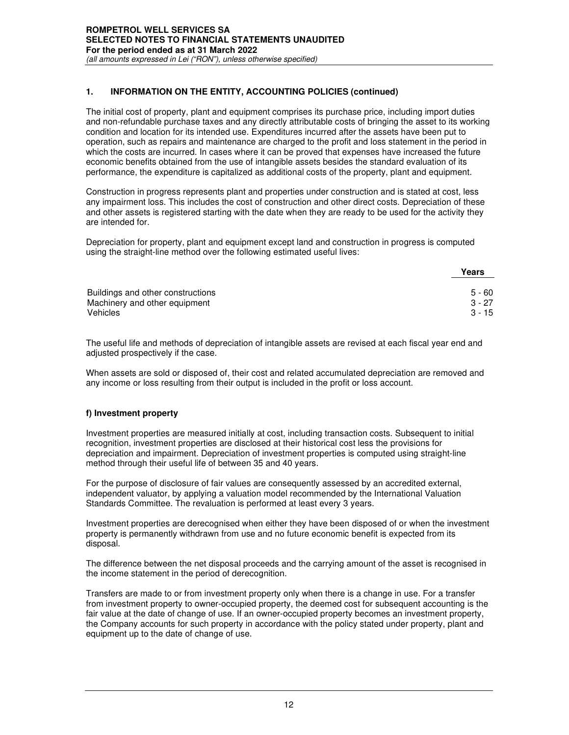## 1. INFORMATION ON THE ENTITY, ACCOUNTING POLICIES (continued)

The initial cost of property, plant and equipment comprises its purchase price, including import duties and non-refundable purchase taxes and any directly attributable costs of bringing the asset to its working condition and location for its intended use. Expenditures incurred after the assets have been put to operation, such as repairs and maintenance are charged to the profit and loss statement in the period in which the costs are incurred. In cases where it can be proved that expenses have increased the future economic benefits obtained from the use of intangible assets besides the standard evaluation of its performance, the expenditure is capitalized as additional costs of the property, plant and equipment.

Construction in progress represents plant and properties under construction and is stated at cost, less any impairment loss. This includes the cost of construction and other direct costs. Depreciation of these and other assets is registered starting with the date when they are ready to be used for the activity they are intended for.

Depreciation for property, plant and equipment except land and construction in progress is computed using the straight-line method over the following estimated useful lives:

| | Years |
|---|---|
| Buildings and other constructions | 5 - 60 |
| Machinery and other equipment | 3 - 27 |
| Vehicles | 3 - 15 |

The useful life and methods of depreciation of intangible assets are revised at each fiscal year end and adjusted prospectively if the case.

When assets are sold or disposed of, their cost and related accumulated depreciation are removed and any income or loss resulting from their output is included in the profit or loss account.

### f) Investment property

Investment properties are measured initially at cost, including transaction costs. Subsequent to initial recognition, investment properties are disclosed at their historical cost less the provisions for depreciation and impairment. Depreciation of investment properties is computed using straight-line method through their useful life of between 35 and 40 years.

For the purpose of disclosure of fair values are consequently assessed by an accredited external, independent valuator, by applying a valuation model recommended by the International Valuation Standards Committee. The revaluation is performed at least every 3 years.

Investment properties are derecognised when either they have been disposed of or when the investment property is permanently withdrawn from use and no future economic benefit is expected from its disposal.

The difference between the net disposal proceeds and the carrying amount of the asset is recognised in the income statement in the period of derecognition.

Transfers are made to or from investment property only when there is a change in use. For a transfer from investment property to owner-occupied property, the deemed cost for subsequent accounting is the fair value at the date of change of use. If an owner-occupied property becomes an investment property, the Company accounts for such property in accordance with the policy stated under property, plant and equipment up to the date of change of use.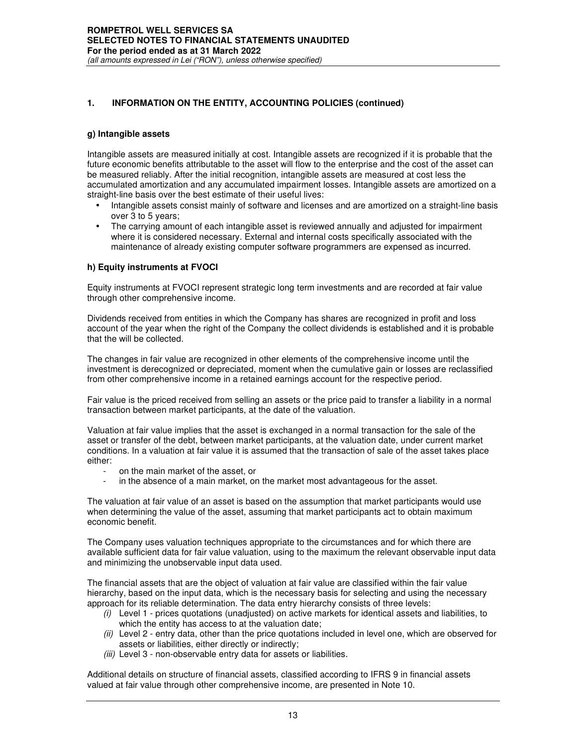## 1. INFORMATION ON THE ENTITY, ACCOUNTING POLICIES (continued)

### g) Intangible assets

Intangible assets are measured initially at cost. Intangible assets are recognized if it is probable that the future economic benefits attributable to the asset will flow to the enterprise and the cost of the asset can be measured reliably. After the initial recognition, intangible assets are measured at cost less the accumulated amortization and any accumulated impairment losses. Intangible assets are amortized on a straight-line basis over the best estimate of their useful lives:

- Intangible assets consist mainly of software and licenses and are amortized on a straight-line basis over 3 to 5 years;
- The carrying amount of each intangible asset is reviewed annually and adjusted for impairment where it is considered necessary. External and internal costs specifically associated with the maintenance of already existing computer software programmers are expensed as incurred.

### h) Equity instruments at FVOCI

Equity instruments at FVOCI represent strategic long term investments and are recorded at fair value through other comprehensive income.

Dividends received from entities in which the Company has shares are recognized in profit and loss account of the year when the right of the Company the collect dividends is established and it is probable that the will be collected.

The changes in fair value are recognized in other elements of the comprehensive income until the investment is derecognized or depreciated, moment when the cumulative gain or losses are reclassified from other comprehensive income in a retained earnings account for the respective period.

Fair value is the priced received from selling an assets or the price paid to transfer a liability in a normal transaction between market participants, at the date of the valuation.

Valuation at fair value implies that the asset is exchanged in a normal transaction for the sale of the asset or transfer of the debt, between market participants, at the valuation date, under current market conditions. In a valuation at fair value it is assumed that the transaction of sale of the asset takes place either:

- on the main market of the asset, or
- in the absence of a main market, on the market most advantageous for the asset.

The valuation at fair value of an asset is based on the assumption that market participants would use when determining the value of the asset, assuming that market participants act to obtain maximum economic benefit.

The Company uses valuation techniques appropriate to the circumstances and for which there are available sufficient data for fair value valuation, using to the maximum the relevant observable input data and minimizing the unobservable input data used.

The financial assets that are the object of valuation at fair value are classified within the fair value hierarchy, based on the input data, which is the necessary basis for selecting and using the necessary approach for its reliable determination. The data entry hierarchy consists of three levels:

*(i)* Level 1 - prices quotations (unadjusted) on active markets for identical assets and liabilities, to which the entity has access to at the valuation date;
*(ii)* Level 2 - entry data, other than the price quotations included in level one, which are observed for assets or liabilities, either directly or indirectly;
*(iii)* Level 3 - non-observable entry data for assets or liabilities.

Additional details on structure of financial assets, classified according to IFRS 9 in financial assets valued at fair value through other comprehensive income, are presented in Note 10.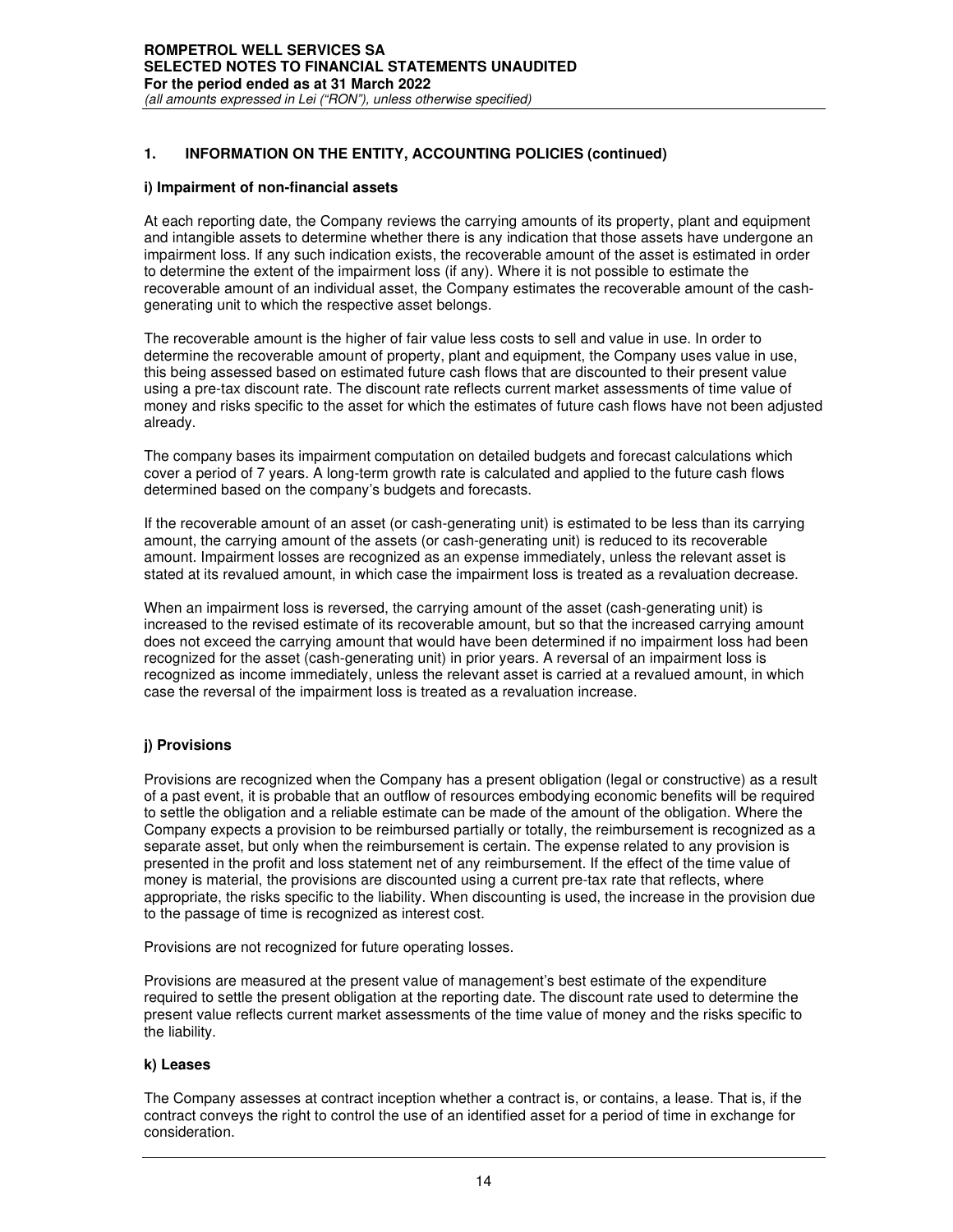## 1. INFORMATION ON THE ENTITY, ACCOUNTING POLICIES (continued)

### i) Impairment of non-financial assets

At each reporting date, the Company reviews the carrying amounts of its property, plant and equipment and intangible assets to determine whether there is any indication that those assets have undergone an impairment loss. If any such indication exists, the recoverable amount of the asset is estimated in order to determine the extent of the impairment loss (if any). Where it is not possible to estimate the recoverable amount of an individual asset, the Company estimates the recoverable amount of the cash-generating unit to which the respective asset belongs.

The recoverable amount is the higher of fair value less costs to sell and value in use. In order to determine the recoverable amount of property, plant and equipment, the Company uses value in use, this being assessed based on estimated future cash flows that are discounted to their present value using a pre-tax discount rate. The discount rate reflects current market assessments of time value of money and risks specific to the asset for which the estimates of future cash flows have not been adjusted already.

The company bases its impairment computation on detailed budgets and forecast calculations which cover a period of 7 years. A long-term growth rate is calculated and applied to the future cash flows determined based on the company's budgets and forecasts.

If the recoverable amount of an asset (or cash-generating unit) is estimated to be less than its carrying amount, the carrying amount of the assets (or cash-generating unit) is reduced to its recoverable amount. Impairment losses are recognized as an expense immediately, unless the relevant asset is stated at its revalued amount, in which case the impairment loss is treated as a revaluation decrease.

When an impairment loss is reversed, the carrying amount of the asset (cash-generating unit) is increased to the revised estimate of its recoverable amount, but so that the increased carrying amount does not exceed the carrying amount that would have been determined if no impairment loss had been recognized for the asset (cash-generating unit) in prior years. A reversal of an impairment loss is recognized as income immediately, unless the relevant asset is carried at a revalued amount, in which case the reversal of the impairment loss is treated as a revaluation increase.

### j) Provisions

Provisions are recognized when the Company has a present obligation (legal or constructive) as a result of a past event, it is probable that an outflow of resources embodying economic benefits will be required to settle the obligation and a reliable estimate can be made of the amount of the obligation. Where the Company expects a provision to be reimbursed partially or totally, the reimbursement is recognized as a separate asset, but only when the reimbursement is certain. The expense related to any provision is presented in the profit and loss statement net of any reimbursement. If the effect of the time value of money is material, the provisions are discounted using a current pre-tax rate that reflects, where appropriate, the risks specific to the liability. When discounting is used, the increase in the provision due to the passage of time is recognized as interest cost.

Provisions are not recognized for future operating losses.

Provisions are measured at the present value of management's best estimate of the expenditure required to settle the present obligation at the reporting date. The discount rate used to determine the present value reflects current market assessments of the time value of money and the risks specific to the liability.

### k) Leases

The Company assesses at contract inception whether a contract is, or contains, a lease. That is, if the contract conveys the right to control the use of an identified asset for a period of time in exchange for consideration.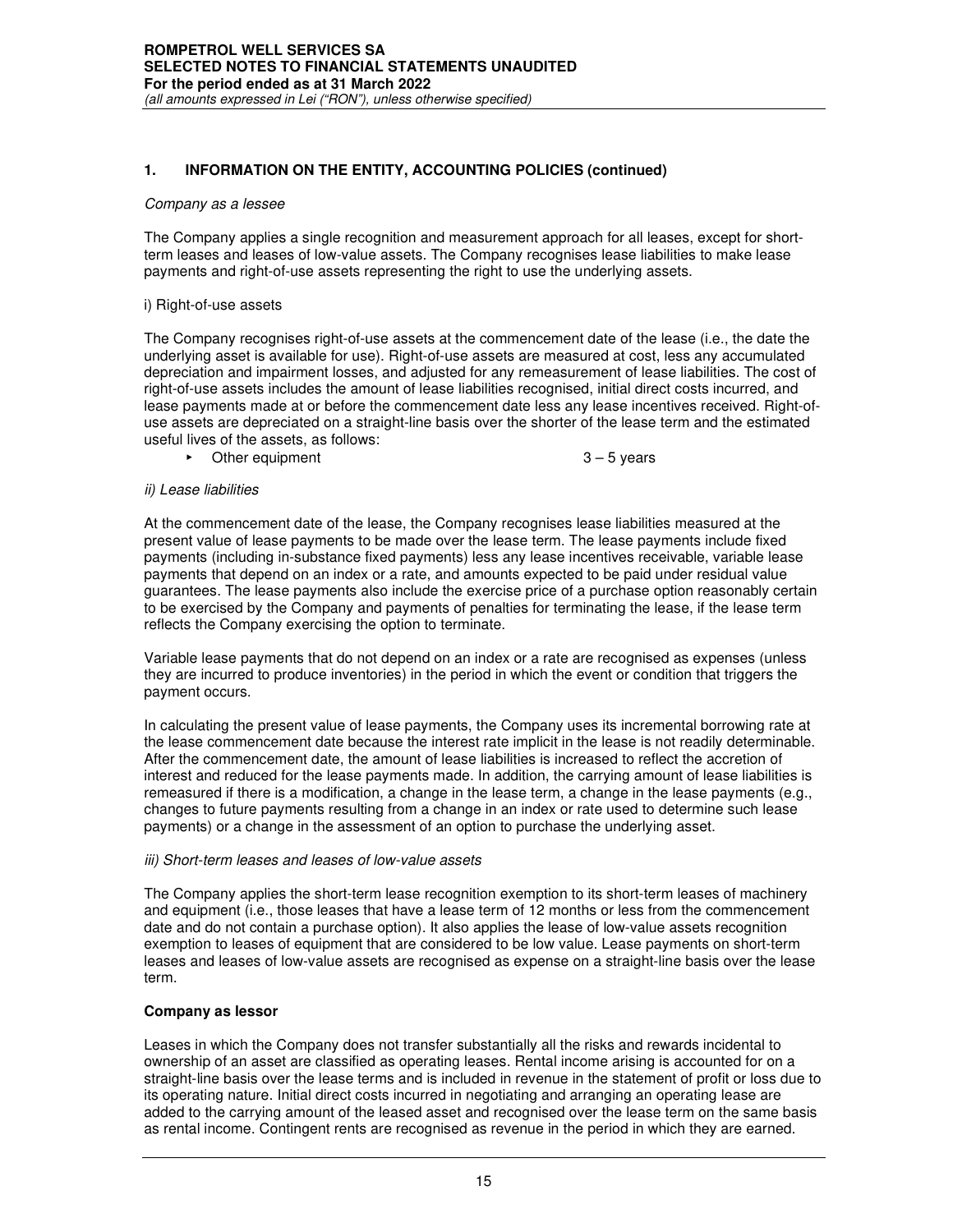## 1. INFORMATION ON THE ENTITY, ACCOUNTING POLICIES (continued)

*Company as a lessee*

The Company applies a single recognition and measurement approach for all leases, except for short-term leases and leases of low-value assets. The Company recognises lease liabilities to make lease payments and right-of-use assets representing the right to use the underlying assets.

i) Right-of-use assets

The Company recognises right-of-use assets at the commencement date of the lease (i.e., the date the underlying asset is available for use). Right-of-use assets are measured at cost, less any accumulated depreciation and impairment losses, and adjusted for any remeasurement of lease liabilities. The cost of right-of-use assets includes the amount of lease liabilities recognised, initial direct costs incurred, and lease payments made at or before the commencement date less any lease incentives received. Right-of-use assets are depreciated on a straight-line basis over the shorter of the lease term and the estimated useful lives of the assets, as follows:

- Other equipment 3 – 5 years

*ii) Lease liabilities*

At the commencement date of the lease, the Company recognises lease liabilities measured at the present value of lease payments to be made over the lease term. The lease payments include fixed payments (including in-substance fixed payments) less any lease incentives receivable, variable lease payments that depend on an index or a rate, and amounts expected to be paid under residual value guarantees. The lease payments also include the exercise price of a purchase option reasonably certain to be exercised by the Company and payments of penalties for terminating the lease, if the lease term reflects the Company exercising the option to terminate.

Variable lease payments that do not depend on an index or a rate are recognised as expenses (unless they are incurred to produce inventories) in the period in which the event or condition that triggers the payment occurs.

In calculating the present value of lease payments, the Company uses its incremental borrowing rate at the lease commencement date because the interest rate implicit in the lease is not readily determinable. After the commencement date, the amount of lease liabilities is increased to reflect the accretion of interest and reduced for the lease payments made. In addition, the carrying amount of lease liabilities is remeasured if there is a modification, a change in the lease term, a change in the lease payments (e.g., changes to future payments resulting from a change in an index or rate used to determine such lease payments) or a change in the assessment of an option to purchase the underlying asset.

*iii) Short-term leases and leases of low-value assets*

The Company applies the short-term lease recognition exemption to its short-term leases of machinery and equipment (i.e., those leases that have a lease term of 12 months or less from the commencement date and do not contain a purchase option). It also applies the lease of low-value assets recognition exemption to leases of equipment that are considered to be low value. Lease payments on short-term leases and leases of low-value assets are recognised as expense on a straight-line basis over the lease term.

**Company as lessor**

Leases in which the Company does not transfer substantially all the risks and rewards incidental to ownership of an asset are classified as operating leases. Rental income arising is accounted for on a straight-line basis over the lease terms and is included in revenue in the statement of profit or loss due to its operating nature. Initial direct costs incurred in negotiating and arranging an operating lease are added to the carrying amount of the leased asset and recognised over the lease term on the same basis as rental income. Contingent rents are recognised as revenue in the period in which they are earned.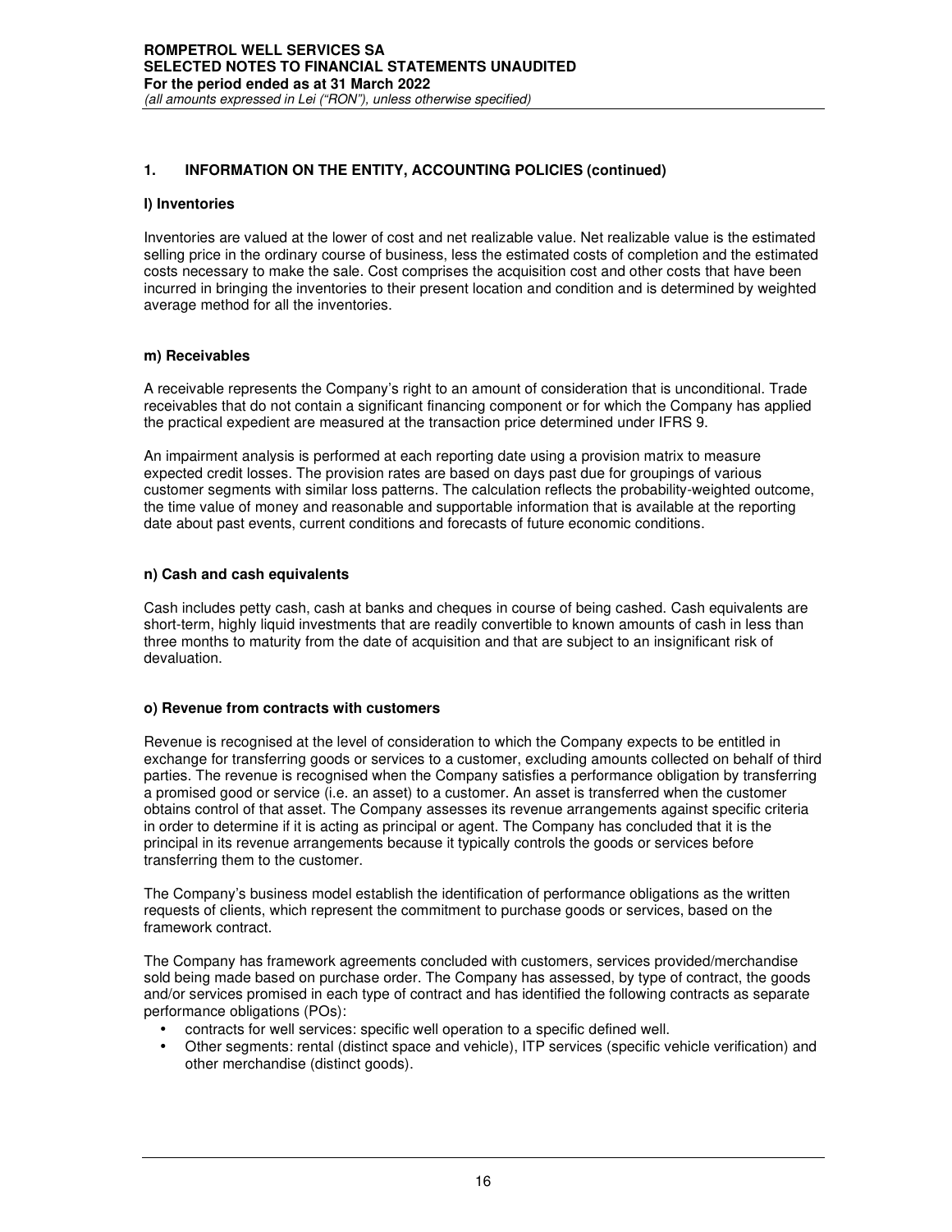## 1. INFORMATION ON THE ENTITY, ACCOUNTING POLICIES (continued)

### l) Inventories

Inventories are valued at the lower of cost and net realizable value. Net realizable value is the estimated selling price in the ordinary course of business, less the estimated costs of completion and the estimated costs necessary to make the sale. Cost comprises the acquisition cost and other costs that have been incurred in bringing the inventories to their present location and condition and is determined by weighted average method for all the inventories.

### m) Receivables

A receivable represents the Company's right to an amount of consideration that is unconditional. Trade receivables that do not contain a significant financing component or for which the Company has applied the practical expedient are measured at the transaction price determined under IFRS 9.

An impairment analysis is performed at each reporting date using a provision matrix to measure expected credit losses. The provision rates are based on days past due for groupings of various customer segments with similar loss patterns. The calculation reflects the probability-weighted outcome, the time value of money and reasonable and supportable information that is available at the reporting date about past events, current conditions and forecasts of future economic conditions.

### n) Cash and cash equivalents

Cash includes petty cash, cash at banks and cheques in course of being cashed. Cash equivalents are short-term, highly liquid investments that are readily convertible to known amounts of cash in less than three months to maturity from the date of acquisition and that are subject to an insignificant risk of devaluation.

### o) Revenue from contracts with customers

Revenue is recognised at the level of consideration to which the Company expects to be entitled in exchange for transferring goods or services to a customer, excluding amounts collected on behalf of third parties. The revenue is recognised when the Company satisfies a performance obligation by transferring a promised good or service (i.e. an asset) to a customer. An asset is transferred when the customer obtains control of that asset. The Company assesses its revenue arrangements against specific criteria in order to determine if it is acting as principal or agent. The Company has concluded that it is the principal in its revenue arrangements because it typically controls the goods or services before transferring them to the customer.

The Company's business model establish the identification of performance obligations as the written requests of clients, which represent the commitment to purchase goods or services, based on the framework contract.

The Company has framework agreements concluded with customers, services provided/merchandise sold being made based on purchase order. The Company has assessed, by type of contract, the goods and/or services promised in each type of contract and has identified the following contracts as separate performance obligations (POs):

- contracts for well services: specific well operation to a specific defined well.
- Other segments: rental (distinct space and vehicle), ITP services (specific vehicle verification) and other merchandise (distinct goods).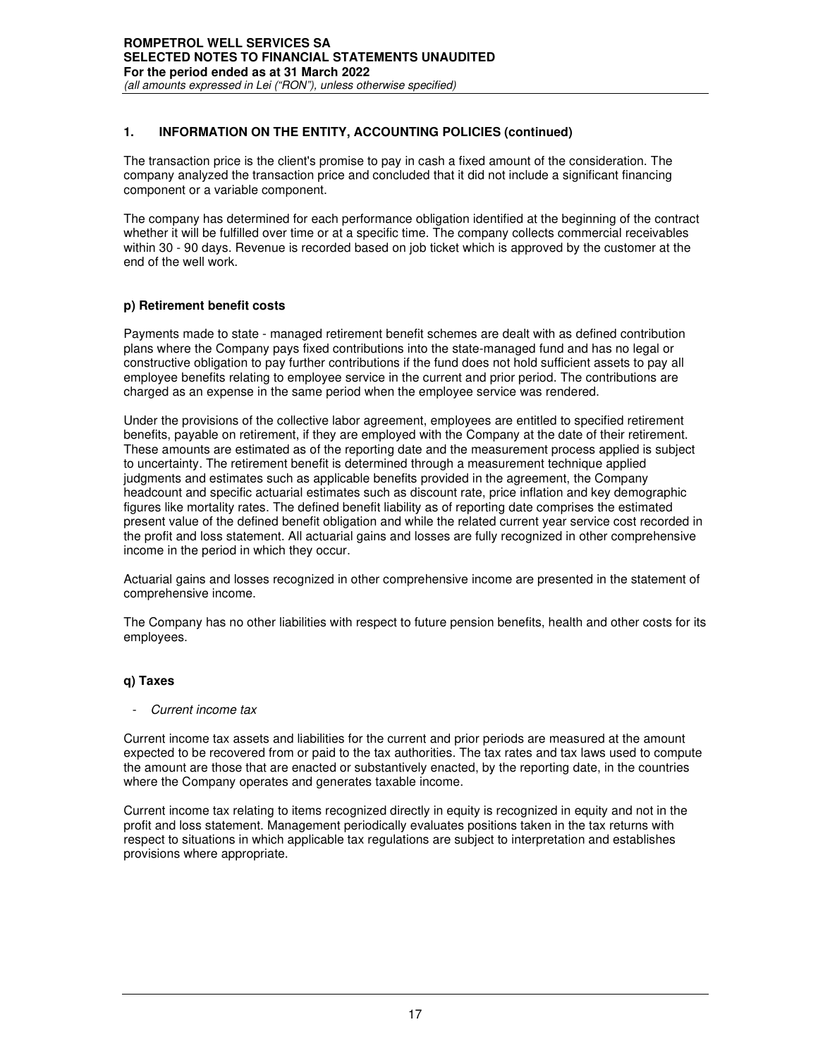## 1. INFORMATION ON THE ENTITY, ACCOUNTING POLICIES (continued)

The transaction price is the client's promise to pay in cash a fixed amount of the consideration. The company analyzed the transaction price and concluded that it did not include a significant financing component or a variable component.

The company has determined for each performance obligation identified at the beginning of the contract whether it will be fulfilled over time or at a specific time. The company collects commercial receivables within 30 - 90 days. Revenue is recorded based on job ticket which is approved by the customer at the end of the well work.

### p) Retirement benefit costs

Payments made to state - managed retirement benefit schemes are dealt with as defined contribution plans where the Company pays fixed contributions into the state-managed fund and has no legal or constructive obligation to pay further contributions if the fund does not hold sufficient assets to pay all employee benefits relating to employee service in the current and prior period. The contributions are charged as an expense in the same period when the employee service was rendered.

Under the provisions of the collective labor agreement, employees are entitled to specified retirement benefits, payable on retirement, if they are employed with the Company at the date of their retirement. These amounts are estimated as of the reporting date and the measurement process applied is subject to uncertainty. The retirement benefit is determined through a measurement technique applied judgments and estimates such as applicable benefits provided in the agreement, the Company headcount and specific actuarial estimates such as discount rate, price inflation and key demographic figures like mortality rates. The defined benefit liability as of reporting date comprises the estimated present value of the defined benefit obligation and while the related current year service cost recorded in the profit and loss statement. All actuarial gains and losses are fully recognized in other comprehensive income in the period in which they occur.

Actuarial gains and losses recognized in other comprehensive income are presented in the statement of comprehensive income.

The Company has no other liabilities with respect to future pension benefits, health and other costs for its employees.

### q) Taxes

- *Current income tax*

Current income tax assets and liabilities for the current and prior periods are measured at the amount expected to be recovered from or paid to the tax authorities. The tax rates and tax laws used to compute the amount are those that are enacted or substantively enacted, by the reporting date, in the countries where the Company operates and generates taxable income.

Current income tax relating to items recognized directly in equity is recognized in equity and not in the profit and loss statement. Management periodically evaluates positions taken in the tax returns with respect to situations in which applicable tax regulations are subject to interpretation and establishes provisions where appropriate.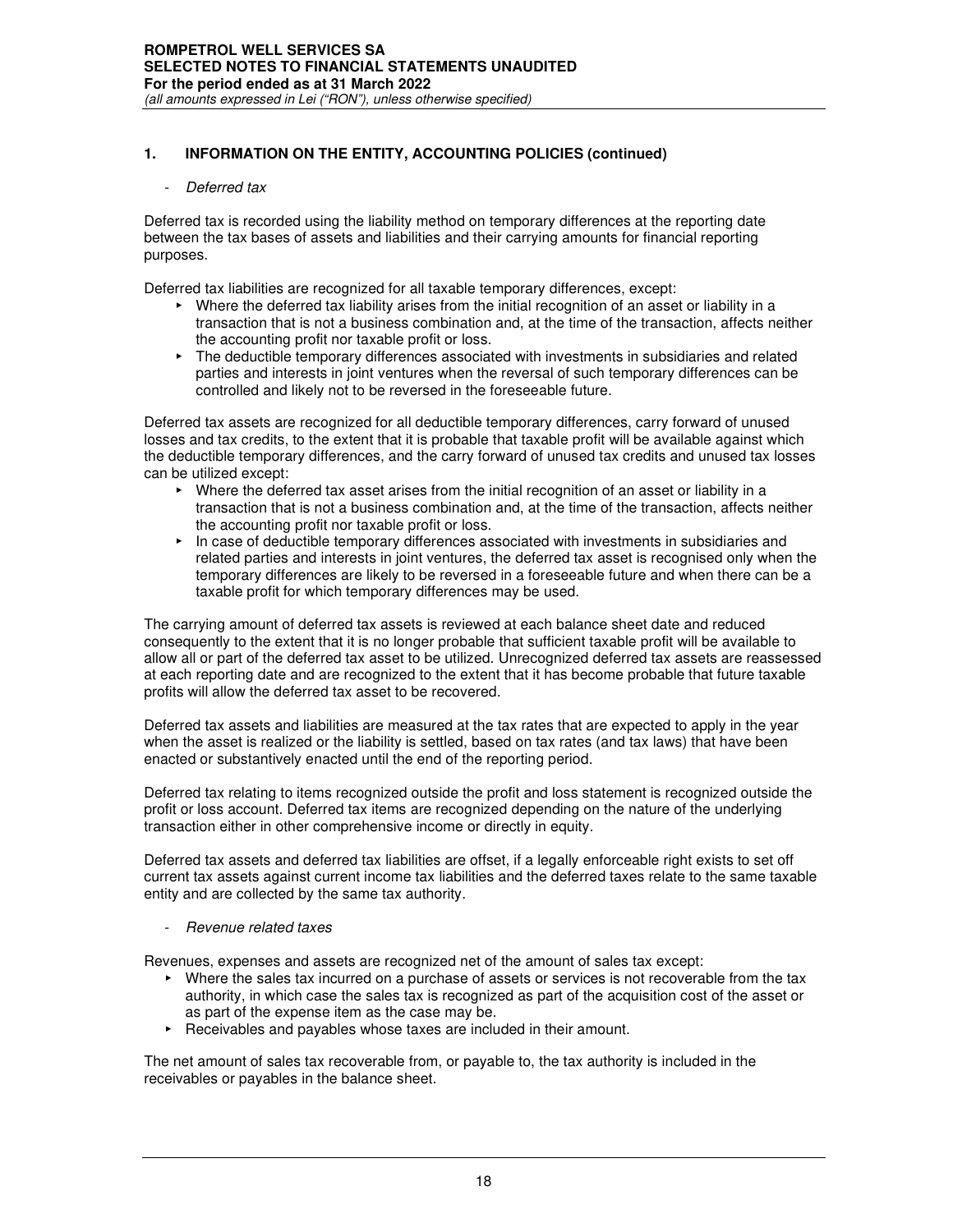## 1. INFORMATION ON THE ENTITY, ACCOUNTING POLICIES (continued)

- *Deferred tax*

Deferred tax is recorded using the liability method on temporary differences at the reporting date between the tax bases of assets and liabilities and their carrying amounts for financial reporting purposes.

Deferred tax liabilities are recognized for all taxable temporary differences, except:

- Where the deferred tax liability arises from the initial recognition of an asset or liability in a transaction that is not a business combination and, at the time of the transaction, affects neither the accounting profit nor taxable profit or loss.
- The deductible temporary differences associated with investments in subsidiaries and related parties and interests in joint ventures when the reversal of such temporary differences can be controlled and likely not to be reversed in the foreseeable future.

Deferred tax assets are recognized for all deductible temporary differences, carry forward of unused losses and tax credits, to the extent that it is probable that taxable profit will be available against which the deductible temporary differences, and the carry forward of unused tax credits and unused tax losses can be utilized except:

- Where the deferred tax asset arises from the initial recognition of an asset or liability in a transaction that is not a business combination and, at the time of the transaction, affects neither the accounting profit nor taxable profit or loss.
- In case of deductible temporary differences associated with investments in subsidiaries and related parties and interests in joint ventures, the deferred tax asset is recognised only when the temporary differences are likely to be reversed in a foreseeable future and when there can be a taxable profit for which temporary differences may be used.

The carrying amount of deferred tax assets is reviewed at each balance sheet date and reduced consequently to the extent that it is no longer probable that sufficient taxable profit will be available to allow all or part of the deferred tax asset to be utilized. Unrecognized deferred tax assets are reassessed at each reporting date and are recognized to the extent that it has become probable that future taxable profits will allow the deferred tax asset to be recovered.

Deferred tax assets and liabilities are measured at the tax rates that are expected to apply in the year when the asset is realized or the liability is settled, based on tax rates (and tax laws) that have been enacted or substantively enacted until the end of the reporting period.

Deferred tax relating to items recognized outside the profit and loss statement is recognized outside the profit or loss account. Deferred tax items are recognized depending on the nature of the underlying transaction either in other comprehensive income or directly in equity.

Deferred tax assets and deferred tax liabilities are offset, if a legally enforceable right exists to set off current tax assets against current income tax liabilities and the deferred taxes relate to the same taxable entity and are collected by the same tax authority.

- *Revenue related taxes*

Revenues, expenses and assets are recognized net of the amount of sales tax except:

- Where the sales tax incurred on a purchase of assets or services is not recoverable from the tax authority, in which case the sales tax is recognized as part of the acquisition cost of the asset or as part of the expense item as the case may be.
- Receivables and payables whose taxes are included in their amount.

The net amount of sales tax recoverable from, or payable to, the tax authority is included in the receivables or payables in the balance sheet.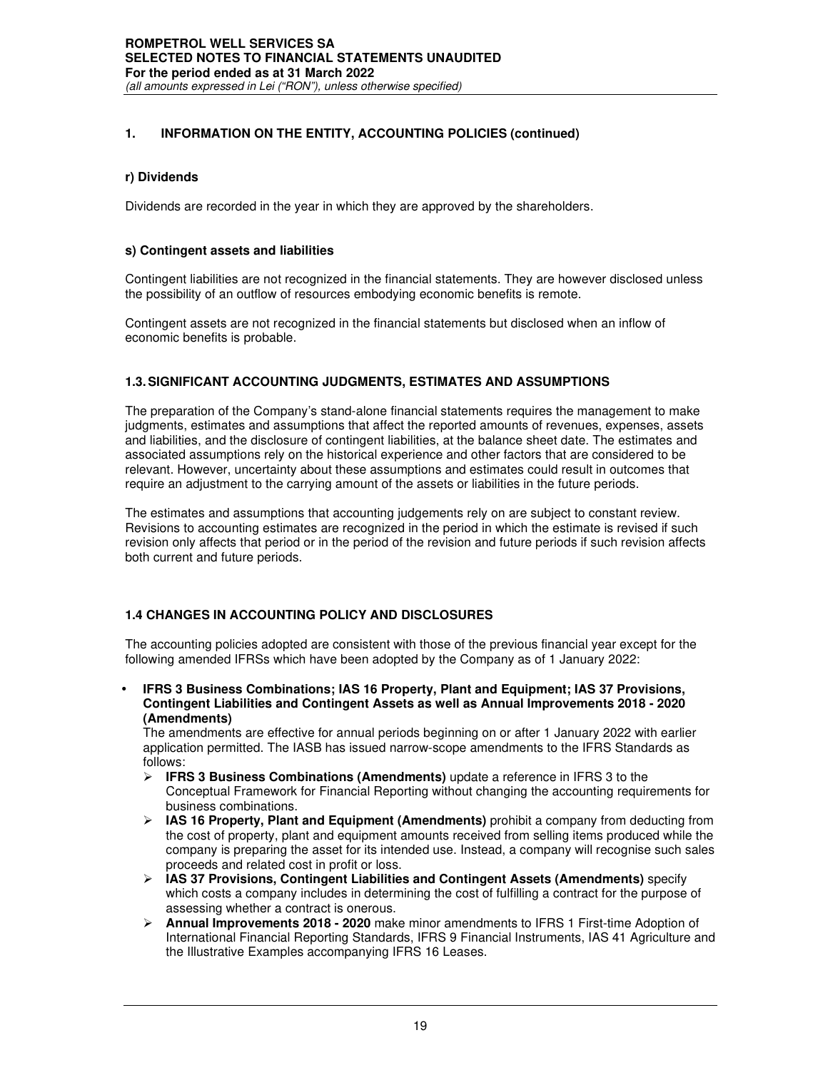## 1. INFORMATION ON THE ENTITY, ACCOUNTING POLICIES (continued)

### r) Dividends

Dividends are recorded in the year in which they are approved by the shareholders.

### s) Contingent assets and liabilities

Contingent liabilities are not recognized in the financial statements. They are however disclosed unless the possibility of an outflow of resources embodying economic benefits is remote.

Contingent assets are not recognized in the financial statements but disclosed when an inflow of economic benefits is probable.

## 1.3. SIGNIFICANT ACCOUNTING JUDGMENTS, ESTIMATES AND ASSUMPTIONS

The preparation of the Company's stand-alone financial statements requires the management to make judgments, estimates and assumptions that affect the reported amounts of revenues, expenses, assets and liabilities, and the disclosure of contingent liabilities, at the balance sheet date. The estimates and associated assumptions rely on the historical experience and other factors that are considered to be relevant. However, uncertainty about these assumptions and estimates could result in outcomes that require an adjustment to the carrying amount of the assets or liabilities in the future periods.

The estimates and assumptions that accounting judgements rely on are subject to constant review. Revisions to accounting estimates are recognized in the period in which the estimate is revised if such revision only affects that period or in the period of the revision and future periods if such revision affects both current and future periods.

## 1.4 CHANGES IN ACCOUNTING POLICY AND DISCLOSURES

The accounting policies adopted are consistent with those of the previous financial year except for the following amended IFRSs which have been adopted by the Company as of 1 January 2022:

- **IFRS 3 Business Combinations; IAS 16 Property, Plant and Equipment; IAS 37 Provisions, Contingent Liabilities and Contingent Assets as well as Annual Improvements 2018 - 2020 (Amendments)**
  The amendments are effective for annual periods beginning on or after 1 January 2022 with earlier application permitted. The IASB has issued narrow-scope amendments to the IFRS Standards as follows:
  - **IFRS 3 Business Combinations (Amendments)** update a reference in IFRS 3 to the Conceptual Framework for Financial Reporting without changing the accounting requirements for business combinations.
  - **IAS 16 Property, Plant and Equipment (Amendments)** prohibit a company from deducting from the cost of property, plant and equipment amounts received from selling items produced while the company is preparing the asset for its intended use. Instead, a company will recognise such sales proceeds and related cost in profit or loss.
  - **IAS 37 Provisions, Contingent Liabilities and Contingent Assets (Amendments)** specify which costs a company includes in determining the cost of fulfilling a contract for the purpose of assessing whether a contract is onerous.
  - **Annual Improvements 2018 - 2020** make minor amendments to IFRS 1 First-time Adoption of International Financial Reporting Standards, IFRS 9 Financial Instruments, IAS 41 Agriculture and the Illustrative Examples accompanying IFRS 16 Leases.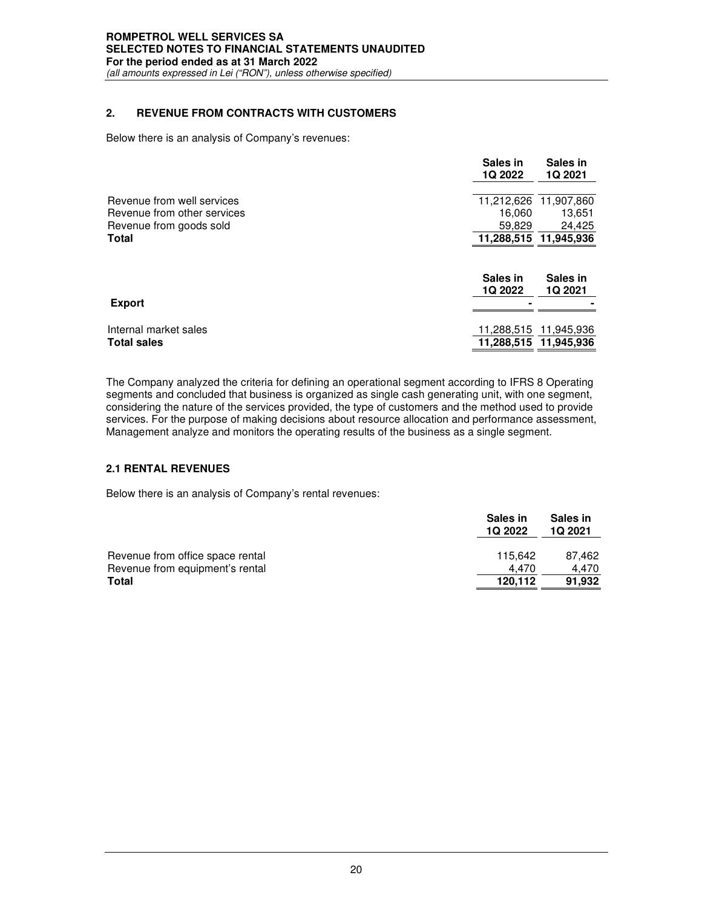## 2. REVENUE FROM CONTRACTS WITH CUSTOMERS

Below there is an analysis of Company's revenues:

| | Sales in 1Q 2022 | Sales in 1Q 2021 |
|---|---|---|
| Revenue from well services | 11,212,626 | 11,907,860 |
| Revenue from other services | 16,060 | 13,651 |
| Revenue from goods sold | 59,829 | 24,425 |
| **Total** | **11,288,515** | **11,945,936** |

| | Sales in 1Q 2022 | Sales in 1Q 2021 |
|---|---|---|
| **Export** | - | - |
| Internal market sales | 11,288,515 | 11,945,936 |
| **Total sales** | **11,288,515** | **11,945,936** |

The Company analyzed the criteria for defining an operational segment according to IFRS 8 Operating segments and concluded that business is organized as single cash generating unit, with one segment, considering the nature of the services provided, the type of customers and the method used to provide services. For the purpose of making decisions about resource allocation and performance assessment, Management analyze and monitors the operating results of the business as a single segment.

### 2.1 RENTAL REVENUES

Below there is an analysis of Company's rental revenues:

| | Sales in 1Q 2022 | Sales in 1Q 2021 |
|---|---|---|
| Revenue from office space rental | 115,642 | 87,462 |
| Revenue from equipment's rental | 4,470 | 4,470 |
| **Total** | **120,112** | **91,932** |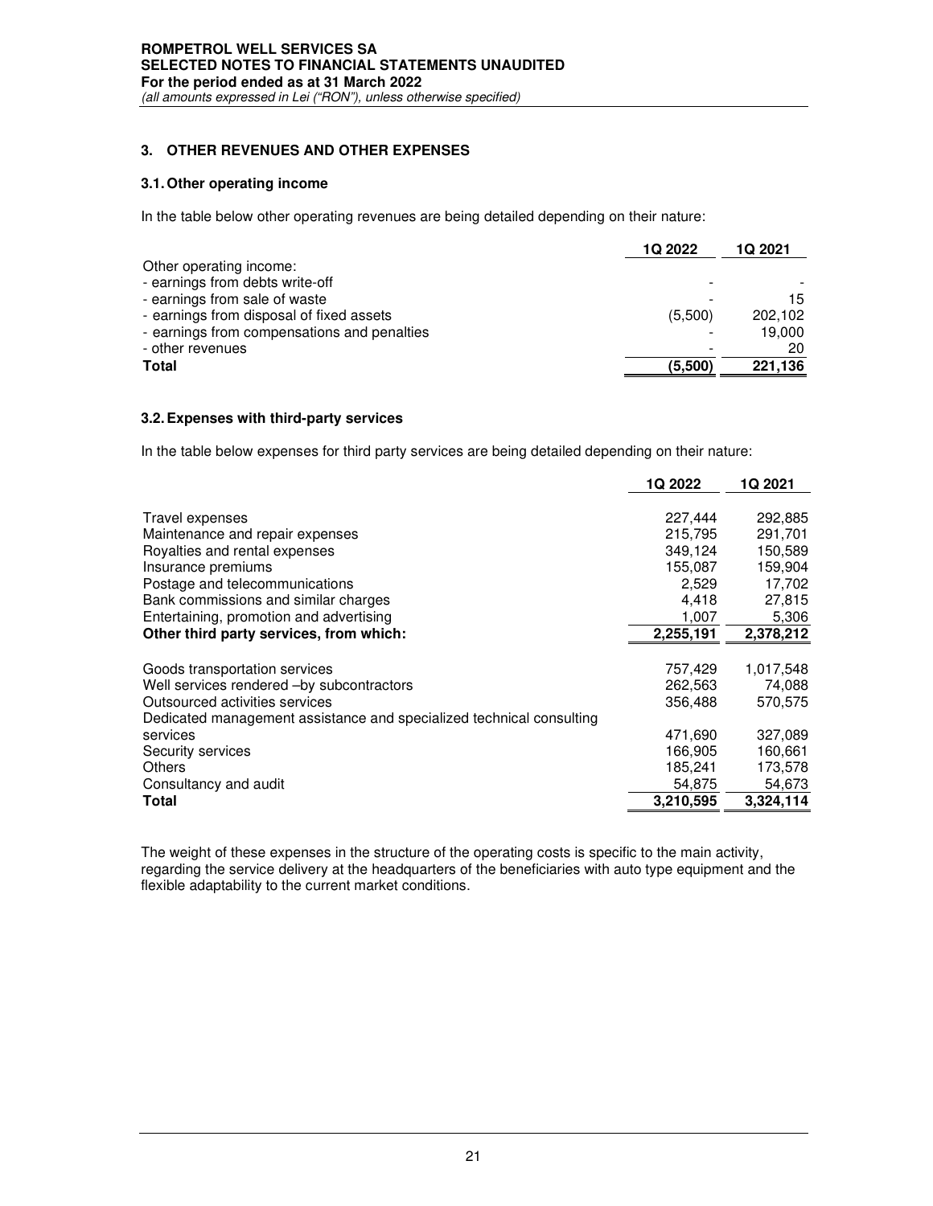## 3. OTHER REVENUES AND OTHER EXPENSES

### 3.1. Other operating income

In the table below other operating revenues are being detailed depending on their nature:

| | 1Q 2022 | 1Q 2021 |
|---|---|---|
| Other operating income: | | |
| - earnings from debts write-off | - | - |
| - earnings from sale of waste | - | 15 |
| - earnings from disposal of fixed assets | (5,500) | 202,102 |
| - earnings from compensations and penalties | - | 19,000 |
| - other revenues | - | 20 |
| **Total** | **(5,500)** | **221,136** |

### 3.2. Expenses with third-party services

In the table below expenses for third party services are being detailed depending on their nature:

| | 1Q 2022 | 1Q 2021 |
|---|---|---|
| Travel expenses | 227,444 | 292,885 |
| Maintenance and repair expenses | 215,795 | 291,701 |
| Royalties and rental expenses | 349,124 | 150,589 |
| Insurance premiums | 155,087 | 159,904 |
| Postage and telecommunications | 2,529 | 17,702 |
| Bank commissions and similar charges | 4,418 | 27,815 |
| Entertaining, promotion and advertising | 1,007 | 5,306 |
| **Other third party services, from which:** | **2,255,191** | **2,378,212** |
| Goods transportation services | 757,429 | 1,017,548 |
| Well services rendered –by subcontractors | 262,563 | 74,088 |
| Outsourced activities services | 356,488 | 570,575 |
| Dedicated management assistance and specialized technical consulting services | 471,690 | 327,089 |
| Security services | 166,905 | 160,661 |
| Others | 185,241 | 173,578 |
| Consultancy and audit | 54,875 | 54,673 |
| **Total** | **3,210,595** | **3,324,114** |

The weight of these expenses in the structure of the operating costs is specific to the main activity, regarding the service delivery at the headquarters of the beneficiaries with auto type equipment and the flexible adaptability to the current market conditions.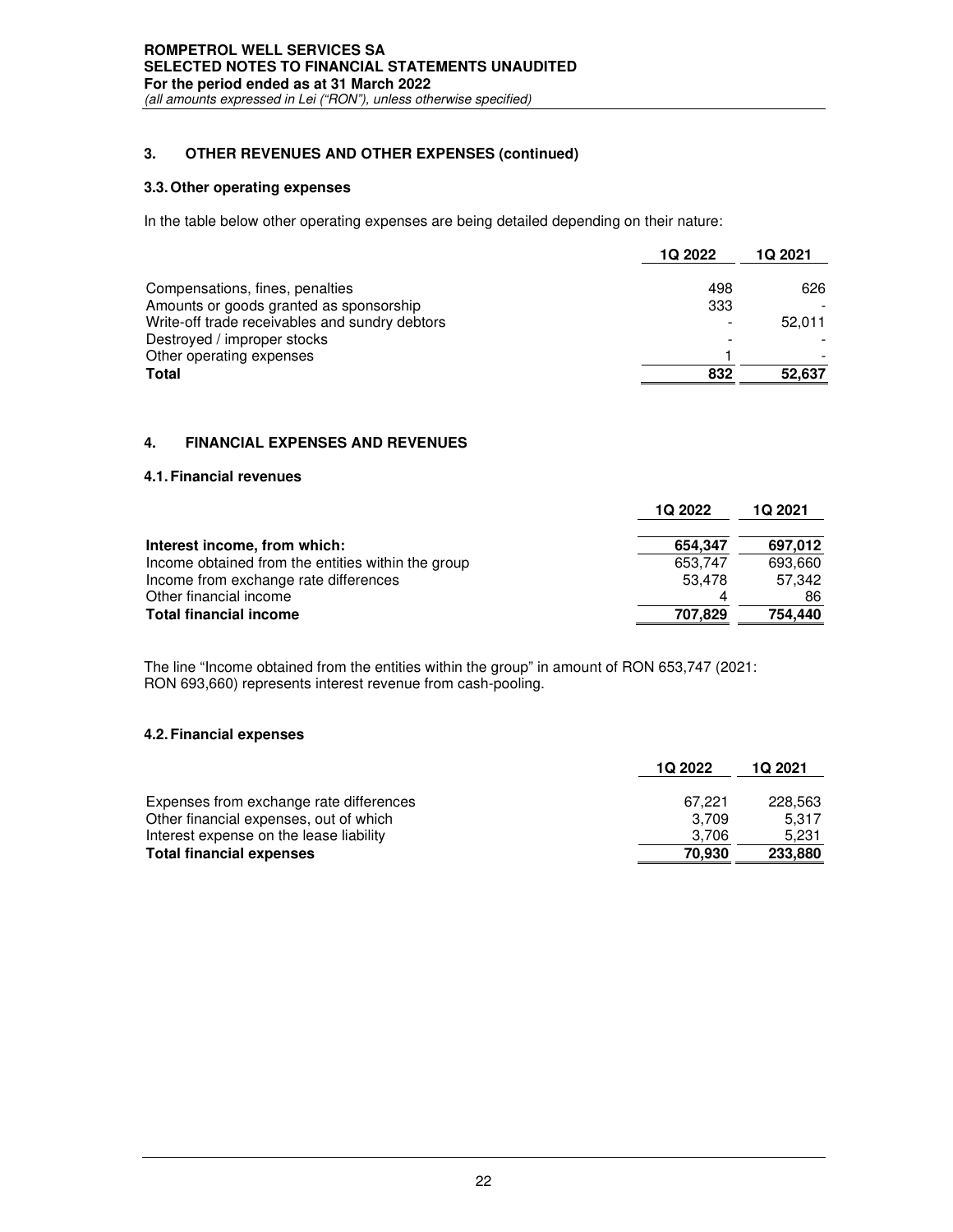### 3. OTHER REVENUES AND OTHER EXPENSES (continued)

#### 3.3. Other operating expenses

In the table below other operating expenses are being detailed depending on their nature:

| | 1Q 2022 | 1Q 2021 |
|---|---|---|
| Compensations, fines, penalties | 498 | 626 |
| Amounts or goods granted as sponsorship | 333 | - |
| Write-off trade receivables and sundry debtors | - | 52,011 |
| Destroyed / improper stocks | - | - |
| Other operating expenses | 1 | - |
| **Total** | **832** | **52,637** |

### 4. FINANCIAL EXPENSES AND REVENUES

#### 4.1. Financial revenues

| | 1Q 2022 | 1Q 2021 |
|---|---|---|
| **Interest income, from which:** | **654,347** | **697,012** |
| Income obtained from the entities within the group | 653,747 | 693,660 |
| Income from exchange rate differences | 53,478 | 57,342 |
| Other financial income | 4 | 86 |
| **Total financial income** | **707,829** | **754,440** |

The line "Income obtained from the entities within the group" in amount of RON 653,747 (2021: RON 693,660) represents interest revenue from cash-pooling.

#### 4.2. Financial expenses

| | 1Q 2022 | 1Q 2021 |
|---|---|---|
| Expenses from exchange rate differences | 67,221 | 228,563 |
| Other financial expenses, out of which | 3,709 | 5,317 |
| Interest expense on the lease liability | 3,706 | 5,231 |
| **Total financial expenses** | **70,930** | **233,880** |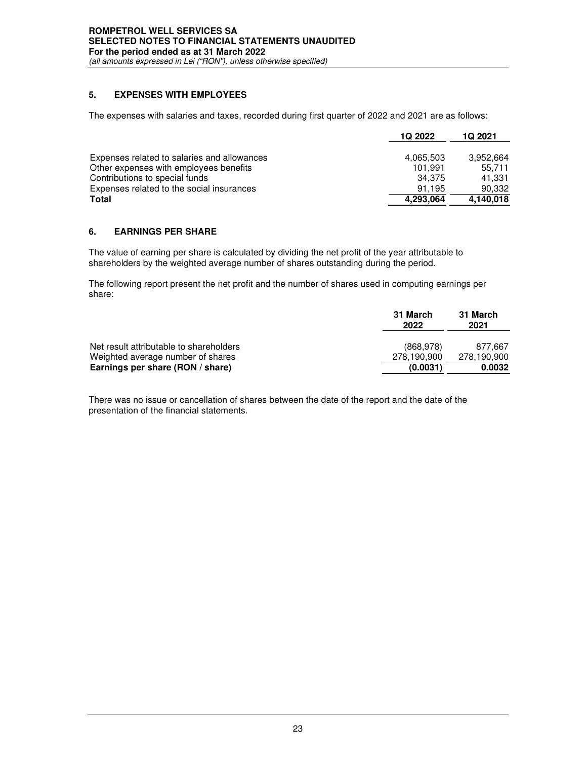## 5. EXPENSES WITH EMPLOYEES

The expenses with salaries and taxes, recorded during first quarter of 2022 and 2021 are as follows:

| | 1Q 2022 | 1Q 2021 |
|---|---|---|
| Expenses related to salaries and allowances | 4,065,503 | 3,952,664 |
| Other expenses with employees benefits | 101,991 | 55,711 |
| Contributions to special funds | 34,375 | 41,331 |
| Expenses related to the social insurances | 91,195 | 90,332 |
| **Total** | **4,293,064** | **4,140,018** |

## 6. EARNINGS PER SHARE

The value of earning per share is calculated by dividing the net profit of the year attributable to shareholders by the weighted average number of shares outstanding during the period.

The following report present the net profit and the number of shares used in computing earnings per share:

| | 31 March 2022 | 31 March 2021 |
|---|---|---|
| Net result attributable to shareholders | (868,978) | 877,667 |
| Weighted average number of shares | 278,190,900 | 278,190,900 |
| **Earnings per share (RON / share)** | **(0.0031)** | **0.0032** |

There was no issue or cancellation of shares between the date of the report and the date of the presentation of the financial statements.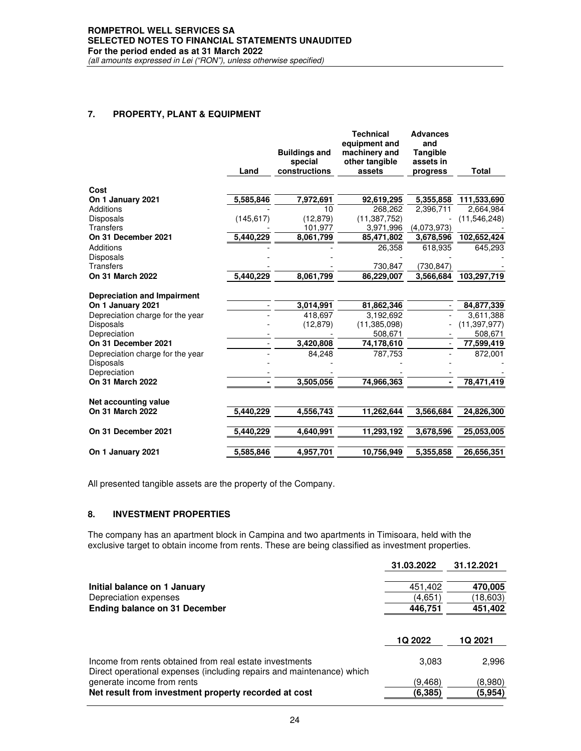## 7. PROPERTY, PLANT & EQUIPMENT

| | Land | Buildings and special constructions | Technical equipment and machinery and other tangible assets | Advances and Tangible assets in progress | Total |
|---|---|---|---|---|---|
| **Cost** | | | | | |
| **On 1 January 2021** | 5,585,846 | 7,972,691 | 92,619,295 | 5,355,858 | 111,533,690 |
| Additions | - | 10 | 268,262 | 2,396,711 | 2,664,984 |
| Disposals | (145,617) | (12,879) | (11,387,752) | - | (11,546,248) |
| Transfers | - | 101,977 | 3,971,996 | (4,073,973) | - |
| **On 31 December 2021** | 5,440,229 | 8,061,799 | 85,471,802 | 3,678,596 | 102,652,424 |
| Additions | - | - | 26,358 | 618,935 | 645,293 |
| Disposals | - | - | - | - | - |
| Transfers | - | - | 730,847 | (730,847) | - |
| **On 31 March 2022** | 5,440,229 | 8,061,799 | 86,229,007 | 3,566,684 | 103,297,719 |
| **Depreciation and Impairment** | | | | | |
| **On 1 January 2021** | - | 3,014,991 | 81,862,346 | - | 84,877,339 |
| Depreciation charge for the year | - | 418,697 | 3,192,692 | - | 3,611,388 |
| Disposals | - | (12,879) | (11,385,098) | - | (11,397,977) |
| Depreciation | - | - | 508,671 | - | 508,671 |
| **On 31 December 2021** | - | 3,420,808 | 74,178,610 | - | 77,599,419 |
| Depreciation charge for the year | - | 84,248 | 787,753 | - | 872,001 |
| Disposals | - | - | - | - | - |
| Depreciation | - | - | - | - | - |
| **On 31 March 2022** | - | 3,505,056 | 74,966,363 | - | 78,471,419 |
| **Net accounting value** | | | | | |
| **On 31 March 2022** | 5,440,229 | 4,556,743 | 11,262,644 | 3,566,684 | 24,826,300 |
| **On 31 December 2021** | 5,440,229 | 4,640,991 | 11,293,192 | 3,678,596 | 25,053,005 |
| **On 1 January 2021** | 5,585,846 | 4,957,701 | 10,756,949 | 5,355,858 | 26,656,351 |

All presented tangible assets are the property of the Company.

## 8. INVESTMENT PROPERTIES

The company has an apartment block in Campina and two apartments in Timisoara, held with the exclusive target to obtain income from rents. These are being classified as investment properties.

| | 31.03.2022 | 31.12.2021 |
|---|---|---|
| **Initial balance on 1 January** | 451,402 | **470,005** |
| Depreciation expenses | (4,651) | (18,603) |
| **Ending balance on 31 December** | **446,751** | **451,402** |

| | 1Q 2022 | 1Q 2021 |
|---|---|---|
| Income from rents obtained from real estate investments | 3,083 | 2,996 |
| Direct operational expenses (including repairs and maintenance) which generate income from rents | (9,468) | (8,980) |
| **Net result from investment property recorded at cost** | **(6,385)** | **(5,954)** |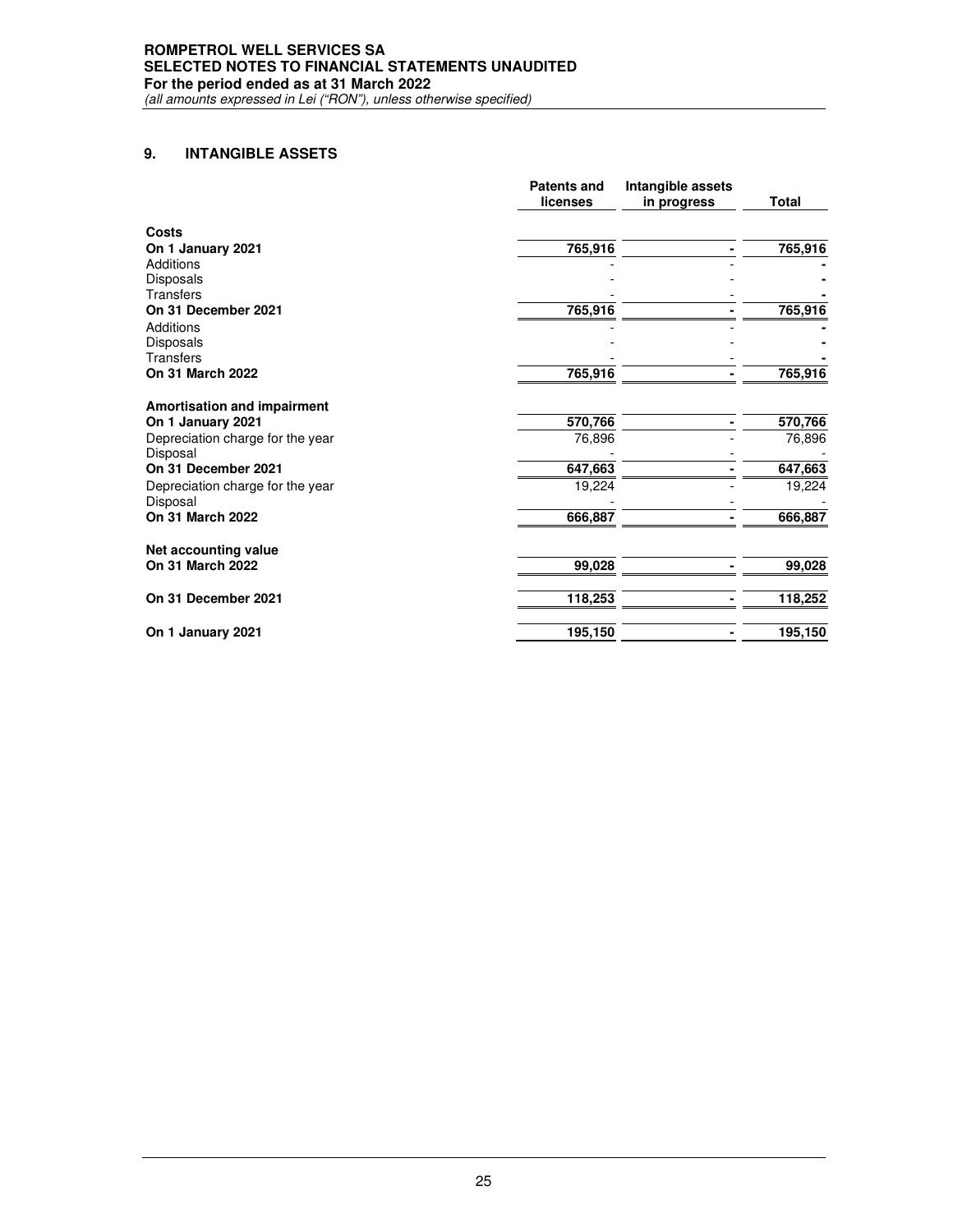## 9. INTANGIBLE ASSETS

| | Patents and licenses | Intangible assets in progress | Total |
|---|---|---|---|
| **Costs** | | | |
| **On 1 January 2021** | **765,916** | **-** | **765,916** |
| Additions | - | - | **-** |
| Disposals | - | - | **-** |
| Transfers | - | - | **-** |
| **On 31 December 2021** | **765,916** | **-** | **765,916** |
| Additions | - | - | **-** |
| Disposals | - | - | **-** |
| Transfers | - | - | **-** |
| **On 31 March 2022** | **765,916** | **-** | **765,916** |
| | | | |
| **Amortisation and impairment** | | | |
| **On 1 January 2021** | **570,766** | **-** | **570,766** |
| Depreciation charge for the year | 76,896 | - | 76,896 |
| Disposal | - | - | - |
| **On 31 December 2021** | **647,663** | **-** | **647,663** |
| Depreciation charge for the year | 19,224 | - | 19,224 |
| Disposal | - | - | - |
| **On 31 March 2022** | **666,887** | **-** | **666,887** |
| | | | |
| **Net accounting value** | | | |
| **On 31 March 2022** | **99,028** | **-** | **99,028** |
| | | | |
| **On 31 December 2021** | **118,253** | **-** | **118,252** |
| | | | |
| **On 1 January 2021** | **195,150** | **-** | **195,150** |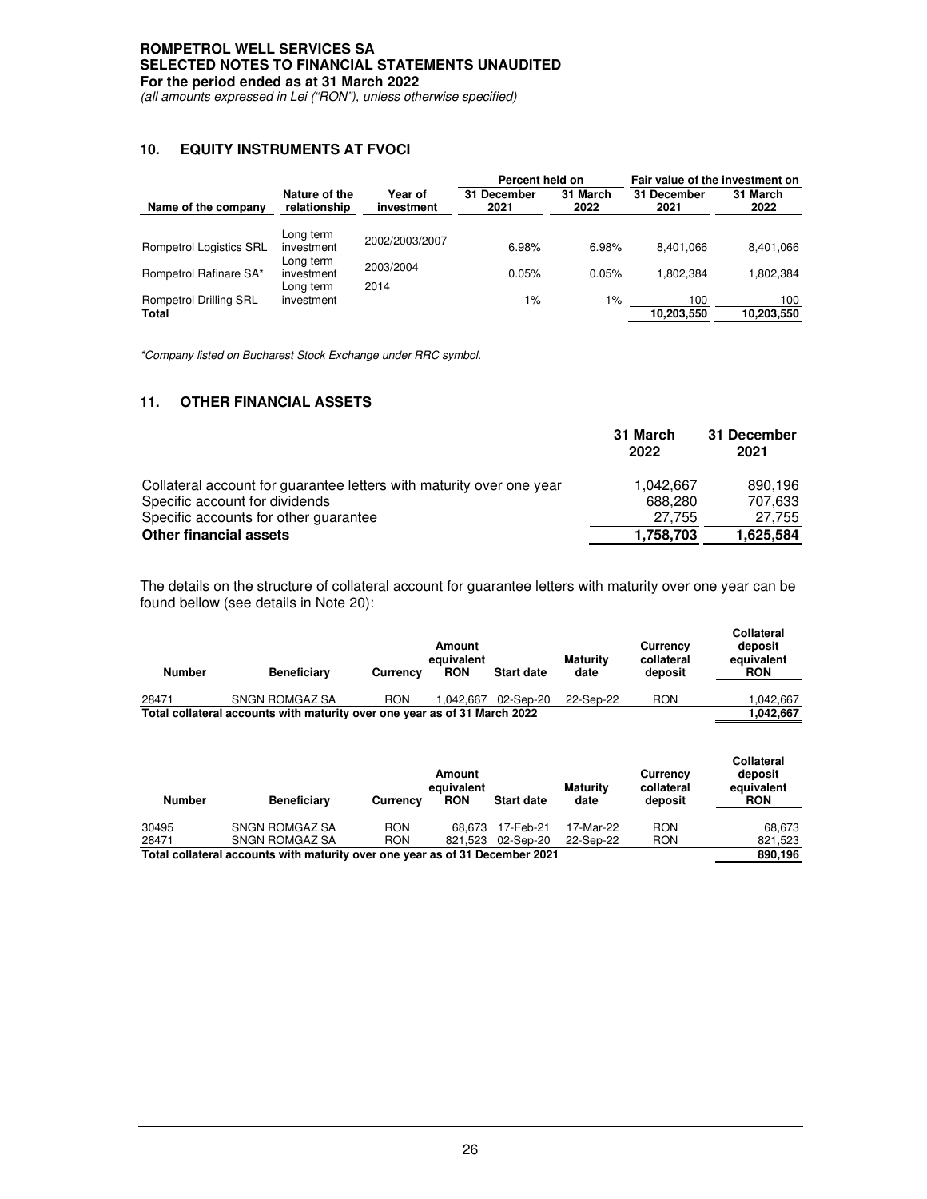## 10. EQUITY INSTRUMENTS AT FVOCI

| Name of the company | Nature of the relationship | Year of investment | Percent held on 31 December 2021 | Percent held on 31 March 2022 | Fair value of the investment on 31 December 2021 | Fair value of the investment on 31 March 2022 |
|---|---|---|---|---|---|---|
| Rompetrol Logistics SRL | Long term investment | 2002/2003/2007 | 6.98% | 6.98% | 8,401,066 | 8,401,066 |
| Rompetrol Rafinare SA* | Long term investment | 2003/2004 | 0.05% | 0.05% | 1,802,384 | 1,802,384 |
| Rompetrol Drilling SRL | Long term investment | 2014 | 1% | 1% | 100 | 100 |
| **Total** | | | | | **10,203,550** | **10,203,550** |

*Company listed on Bucharest Stock Exchange under RRC symbol.*

## 11. OTHER FINANCIAL ASSETS

| | 31 March 2022 | 31 December 2021 |
|---|---|---|
| Collateral account for guarantee letters with maturity over one year | 1,042,667 | 890,196 |
| Specific account for dividends | 688,280 | 707,633 |
| Specific accounts for other guarantee | 27,755 | 27,755 |
| **Other financial assets** | **1,758,703** | **1,625,584** |

The details on the structure of collateral account for guarantee letters with maturity over one year can be found bellow (see details in Note 20):

| Number | Beneficiary | Currency | Amount equivalent RON | Start date | Maturity date | Currency collateral deposit | Collateral deposit equivalent RON |
|---|---|---|---|---|---|---|---|
| 28471 | SNGN ROMGAZ SA | RON | 1,042,667 | 02-Sep-20 | 22-Sep-22 | RON | 1,042,667 |
| **Total collateral accounts with maturity over one year as of 31 March 2022** | | | | | | | **1,042,667** |

| Number | Beneficiary | Currency | Amount equivalent RON | Start date | Maturity date | Currency collateral deposit | Collateral deposit equivalent RON |
|---|---|---|---|---|---|---|---|
| 30495 | SNGN ROMGAZ SA | RON | 68,673 | 17-Feb-21 | 17-Mar-22 | RON | 68,673 |
| 28471 | SNGN ROMGAZ SA | RON | 821,523 | 02-Sep-20 | 22-Sep-22 | RON | 821,523 |
| **Total collateral accounts with maturity over one year as of 31 December 2021** | | | | | | | **890,196** |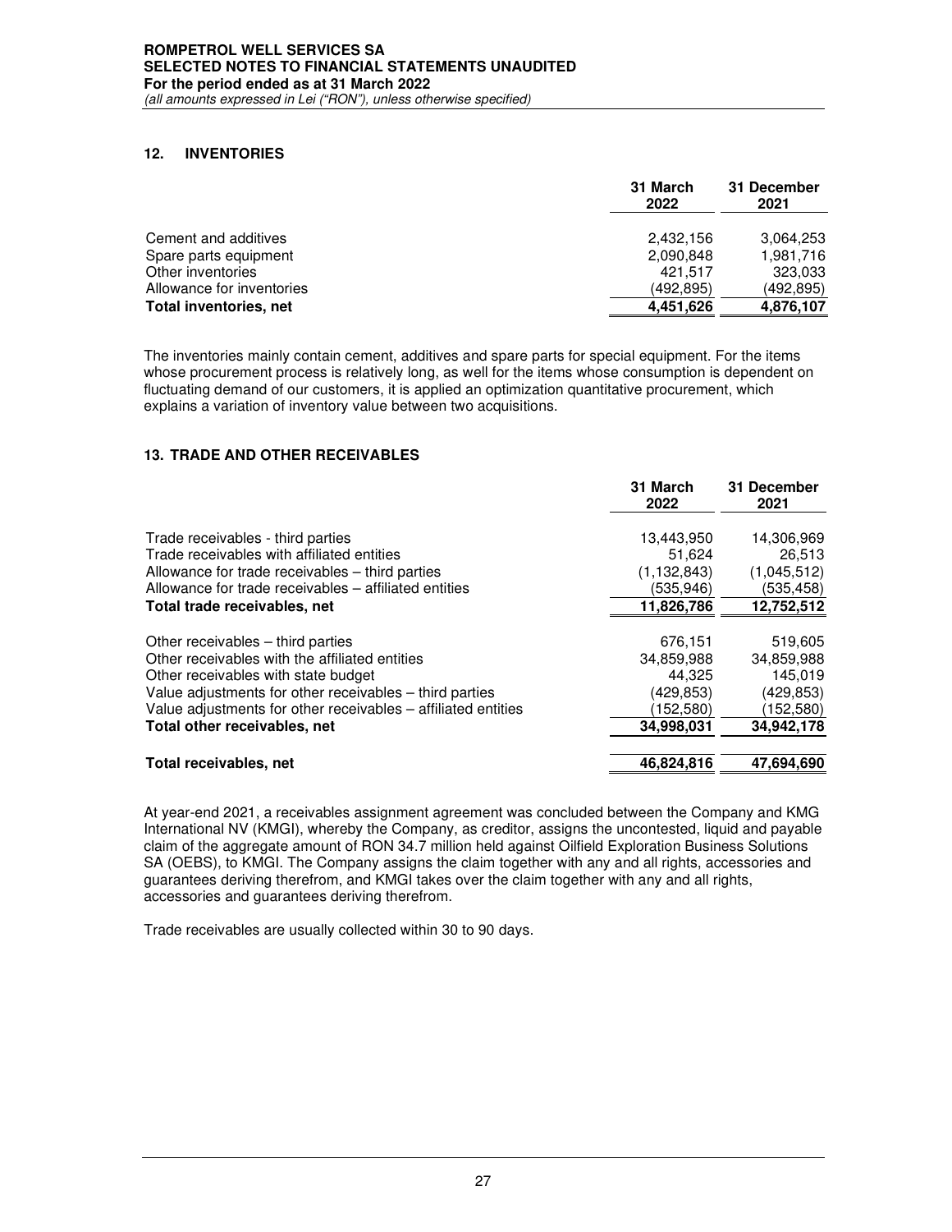## 12. INVENTORIES

| | 31 March 2022 | 31 December 2021 |
|---|---|---|
| Cement and additives | 2,432,156 | 3,064,253 |
| Spare parts equipment | 2,090,848 | 1,981,716 |
| Other inventories | 421,517 | 323,033 |
| Allowance for inventories | (492,895) | (492,895) |
| **Total inventories, net** | **4,451,626** | **4,876,107** |

The inventories mainly contain cement, additives and spare parts for special equipment. For the items whose procurement process is relatively long, as well for the items whose consumption is dependent on fluctuating demand of our customers, it is applied an optimization quantitative procurement, which explains a variation of inventory value between two acquisitions.

## 13. TRADE AND OTHER RECEIVABLES

| | 31 March 2022 | 31 December 2021 |
|---|---|---|
| Trade receivables - third parties | 13,443,950 | 14,306,969 |
| Trade receivables with affiliated entities | 51,624 | 26,513 |
| Allowance for trade receivables – third parties | (1,132,843) | (1,045,512) |
| Allowance for trade receivables – affiliated entities | (535,946) | (535,458) |
| **Total trade receivables, net** | **11,826,786** | **12,752,512** |
| | | |
| Other receivables – third parties | 676,151 | 519,605 |
| Other receivables with the affiliated entities | 34,859,988 | 34,859,988 |
| Other receivables with state budget | 44,325 | 145,019 |
| Value adjustments for other receivables – third parties | (429,853) | (429,853) |
| Value adjustments for other receivables – affiliated entities | (152,580) | (152,580) |
| **Total other receivables, net** | **34,998,031** | **34,942,178** |
| | | |
| **Total receivables, net** | **46,824,816** | **47,694,690** |

At year-end 2021, a receivables assignment agreement was concluded between the Company and KMG International NV (KMGI), whereby the Company, as creditor, assigns the uncontested, liquid and payable claim of the aggregate amount of RON 34.7 million held against Oilfield Exploration Business Solutions SA (OEBS), to KMGI. The Company assigns the claim together with any and all rights, accessories and guarantees deriving therefrom, and KMGI takes over the claim together with any and all rights, accessories and guarantees deriving therefrom.

Trade receivables are usually collected within 30 to 90 days.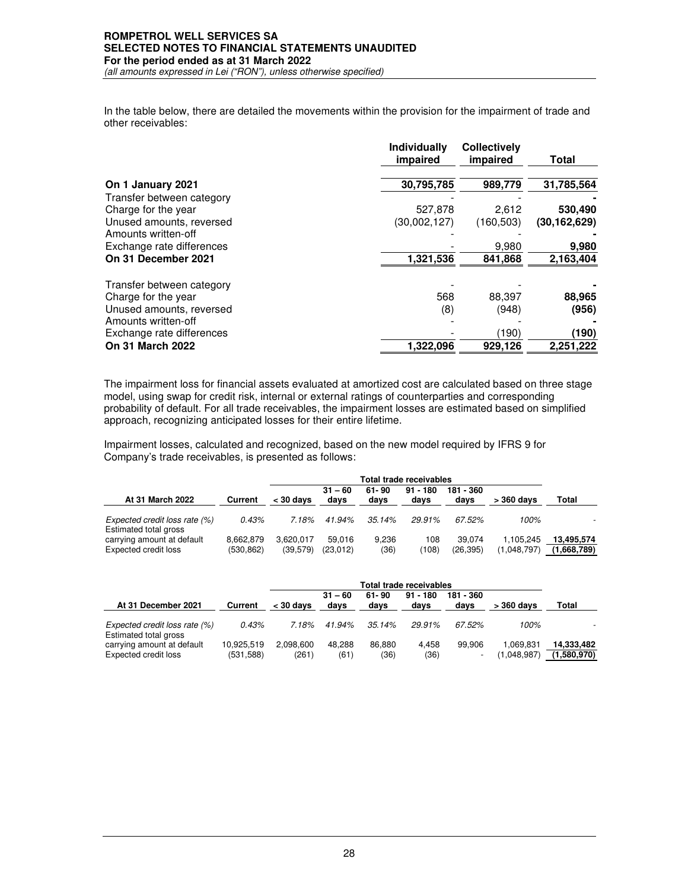In the table below, there are detailed the movements within the provision for the impairment of trade and other receivables:

| | Individually impaired | Collectively impaired | Total |
|---|---|---|---|
| **On 1 January 2021** | 30,795,785 | 989,779 | 31,785,564 |
| Transfer between category | - | - | - |
| Charge for the year | 527,878 | 2,612 | 530,490 |
| Unused amounts, reversed | (30,002,127) | (160,503) | (30,162,629) |
| Amounts written-off | - | - | - |
| Exchange rate differences | - | 9,980 | 9,980 |
| **On 31 December 2021** | 1,321,536 | 841,868 | 2,163,404 |
| Transfer between category | - | - | - |
| Charge for the year | 568 | 88,397 | 88,965 |
| Unused amounts, reversed | (8) | (948) | (956) |
| Amounts written-off | - | - | - |
| Exchange rate differences | - | (190) | (190) |
| **On 31 March 2022** | 1,322,096 | 929,126 | 2,251,222 |

The impairment loss for financial assets evaluated at amortized cost are calculated based on three stage model, using swap for credit risk, internal or external ratings of counterparties and corresponding probability of default. For all trade receivables, the impairment losses are estimated based on simplified approach, recognizing anticipated losses for their entire lifetime.

Impairment losses, calculated and recognized, based on the new model required by IFRS 9 for Company's trade receivables, is presented as follows:

| | | Total trade receivables | | | | | | |
|---|---|---|---|---|---|---|---|---|
| **At 31 March 2022** | **Current** | **< 30 days** | **31 – 60 days** | **61- 90 days** | **91 - 180 days** | **181 - 360 days** | **> 360 days** | **Total** |
| *Expected credit loss rate (%)* | *0.43%* | *7.18%* | *41.94%* | *35.14%* | *29.91%* | *67.52%* | *100%* | - |
| Estimated total gross carrying amount at default | 8,662,879 | 3,620,017 | 59,016 | 9,236 | 108 | 39,074 | 1,105,245 | 13,495,574 |
| Expected credit loss | (530,862) | (39,579) | (23,012) | (36) | (108) | (26,395) | (1,048,797) | (1,668,789) |

| | | Total trade receivables | | | | | | |
|---|---|---|---|---|---|---|---|---|
| **At 31 December 2021** | **Current** | **< 30 days** | **31 – 60 days** | **61- 90 days** | **91 - 180 days** | **181 - 360 days** | **> 360 days** | **Total** |
| *Expected credit loss rate (%)* | *0.43%* | *7.18%* | *41.94%* | *35.14%* | *29.91%* | *67.52%* | *100%* | - |
| Estimated total gross carrying amount at default | 10,925,519 | 2,098,600 | 48,288 | 86,880 | 4,458 | 99,906 | 1,069,831 | 14,333,482 |
| Expected credit loss | (531,588) | (261) | (61) | (36) | (36) | - | (1,048,987) | (1,580,970) |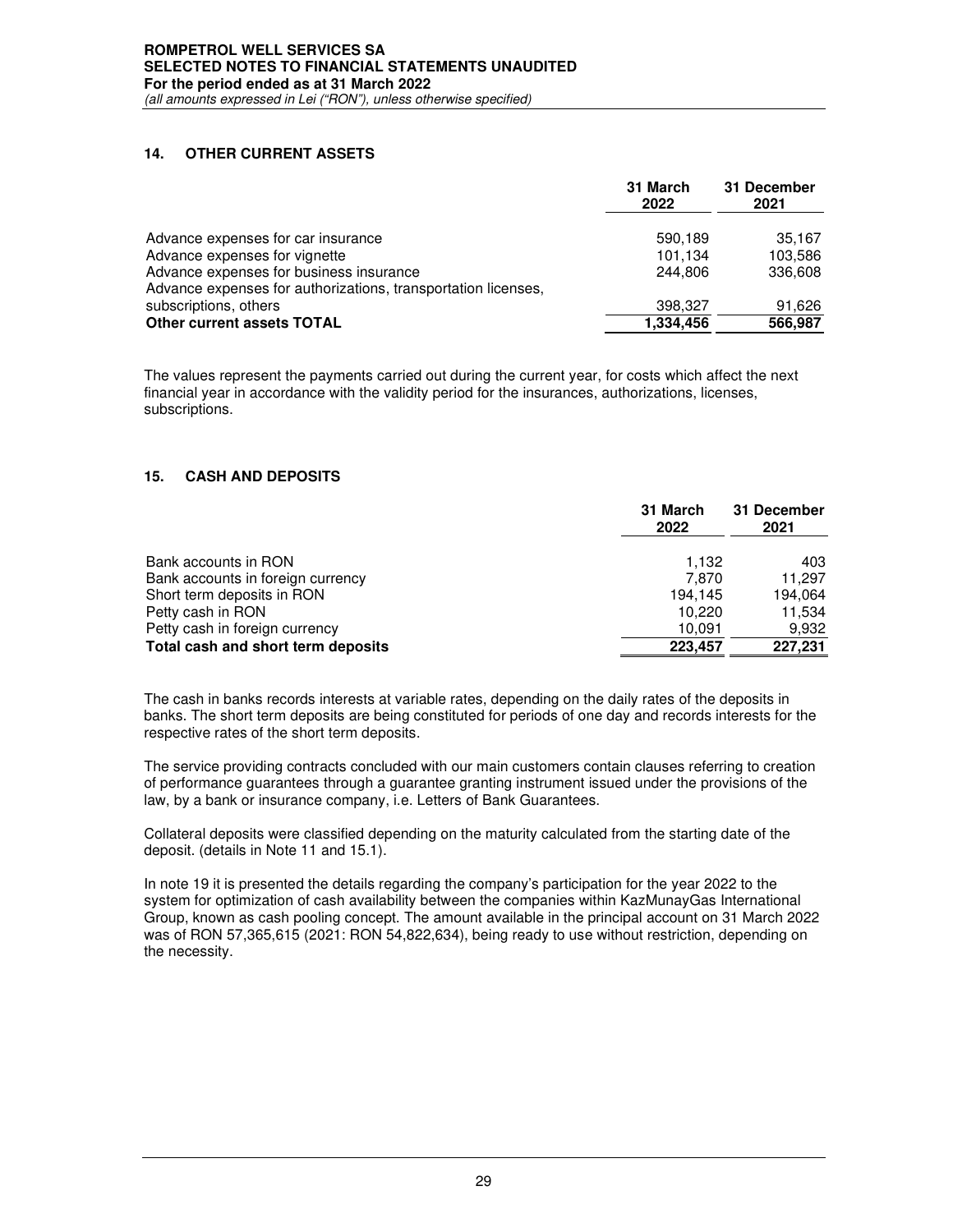## 14. OTHER CURRENT ASSETS

| | 31 March 2022 | 31 December 2021 |
|---|---|---|
| Advance expenses for car insurance | 590,189 | 35,167 |
| Advance expenses for vignette | 101,134 | 103,586 |
| Advance expenses for business insurance | 244,806 | 336,608 |
| Advance expenses for authorizations, transportation licenses, subscriptions, others | 398,327 | 91,626 |
| **Other current assets TOTAL** | **1,334,456** | **566,987** |

The values represent the payments carried out during the current year, for costs which affect the next financial year in accordance with the validity period for the insurances, authorizations, licenses, subscriptions.

## 15. CASH AND DEPOSITS

| | 31 March 2022 | 31 December 2021 |
|---|---|---|
| Bank accounts in RON | 1,132 | 403 |
| Bank accounts in foreign currency | 7,870 | 11,297 |
| Short term deposits in RON | 194,145 | 194,064 |
| Petty cash in RON | 10,220 | 11,534 |
| Petty cash in foreign currency | 10,091 | 9,932 |
| **Total cash and short term deposits** | **223,457** | **227,231** |

The cash in banks records interests at variable rates, depending on the daily rates of the deposits in banks. The short term deposits are being constituted for periods of one day and records interests for the respective rates of the short term deposits.

The service providing contracts concluded with our main customers contain clauses referring to creation of performance guarantees through a guarantee granting instrument issued under the provisions of the law, by a bank or insurance company, i.e. Letters of Bank Guarantees.

Collateral deposits were classified depending on the maturity calculated from the starting date of the deposit. (details in Note 11 and 15.1).

In note 19 it is presented the details regarding the company's participation for the year 2022 to the system for optimization of cash availability between the companies within KazMunayGas International Group, known as cash pooling concept. The amount available in the principal account on 31 March 2022 was of RON 57,365,615 (2021: RON 54,822,634), being ready to use without restriction, depending on the necessity.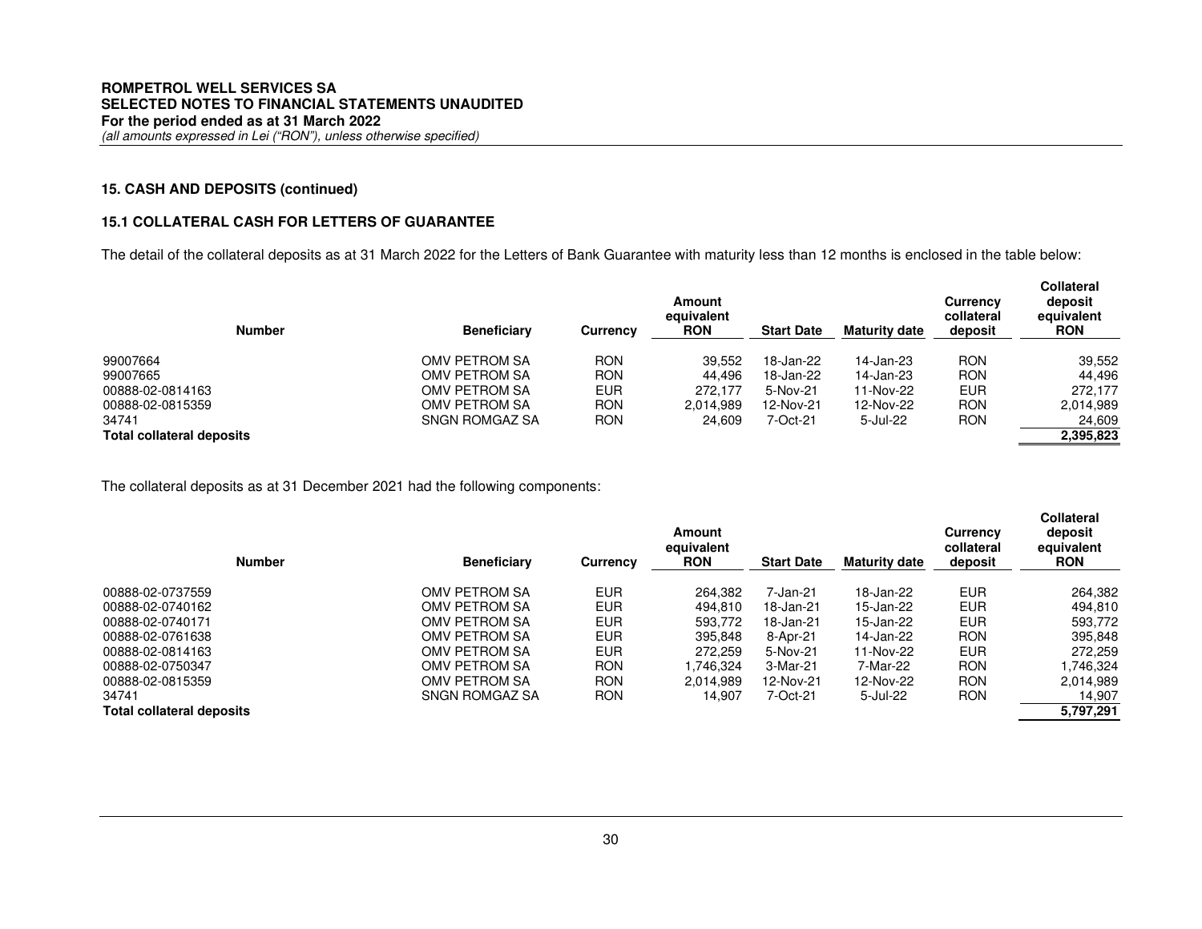**ROMPETROL WELL SERVICES SA**
**SELECTED NOTES TO FINANCIAL STATEMENTS UNAUDITED**
**For the period ended as at 31 March 2022**
*(all amounts expressed in Lei ("RON"), unless otherwise specified)*

## 15. CASH AND DEPOSITS (continued)

### 15.1 COLLATERAL CASH FOR LETTERS OF GUARANTEE

The detail of the collateral deposits as at 31 March 2022 for the Letters of Bank Guarantee with maturity less than 12 months is enclosed in the table below:

| Number | Beneficiary | Currency | Amount equivalent RON | Start Date | Maturity date | Currency collateral deposit | Collateral deposit equivalent RON |
|---|---|---|---|---|---|---|---|
| 99007664 | OMV PETROM SA | RON | 39,552 | 18-Jan-22 | 14-Jan-23 | RON | 39,552 |
| 99007665 | OMV PETROM SA | RON | 44,496 | 18-Jan-22 | 14-Jan-23 | RON | 44,496 |
| 00888-02-0814163 | OMV PETROM SA | EUR | 272,177 | 5-Nov-21 | 11-Nov-22 | EUR | 272,177 |
| 00888-02-0815359 | OMV PETROM SA | RON | 2,014,989 | 12-Nov-21 | 12-Nov-22 | RON | 2,014,989 |
| 34741 | SNGN ROMGAZ SA | RON | 24,609 | 7-Oct-21 | 5-Jul-22 | RON | 24,609 |
| **Total collateral deposits** | | | | | | | **2,395,823** |

The collateral deposits as at 31 December 2021 had the following components:

| Number | Beneficiary | Currency | Amount equivalent RON | Start Date | Maturity date | Currency collateral deposit | Collateral deposit equivalent RON |
|---|---|---|---|---|---|---|---|
| 00888-02-0737559 | OMV PETROM SA | EUR | 264,382 | 7-Jan-21 | 18-Jan-22 | EUR | 264,382 |
| 00888-02-0740162 | OMV PETROM SA | EUR | 494,810 | 18-Jan-21 | 15-Jan-22 | EUR | 494,810 |
| 00888-02-0740171 | OMV PETROM SA | EUR | 593,772 | 18-Jan-21 | 15-Jan-22 | EUR | 593,772 |
| 00888-02-0761638 | OMV PETROM SA | EUR | 395,848 | 8-Apr-21 | 14-Jan-22 | RON | 395,848 |
| 00888-02-0814163 | OMV PETROM SA | EUR | 272,259 | 5-Nov-21 | 11-Nov-22 | EUR | 272,259 |
| 00888-02-0750347 | OMV PETROM SA | RON | 1,746,324 | 3-Mar-21 | 7-Mar-22 | RON | 1,746,324 |
| 00888-02-0815359 | OMV PETROM SA | RON | 2,014,989 | 12-Nov-21 | 12-Nov-22 | RON | 2,014,989 |
| 34741 | SNGN ROMGAZ SA | RON | 14,907 | 7-Oct-21 | 5-Jul-22 | RON | 14,907 |
| **Total collateral deposits** | | | | | | | **5,797,291** |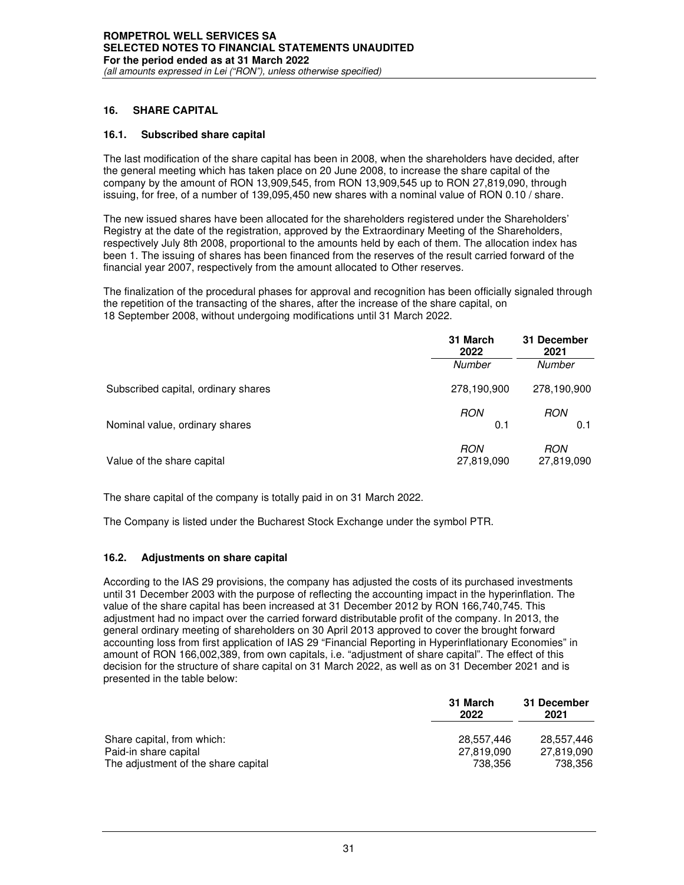## 16. SHARE CAPITAL

### 16.1. Subscribed share capital

The last modification of the share capital has been in 2008, when the shareholders have decided, after the general meeting which has taken place on 20 June 2008, to increase the share capital of the company by the amount of RON 13,909,545, from RON 13,909,545 up to RON 27,819,090, through issuing, for free, of a number of 139,095,450 new shares with a nominal value of RON 0.10 / share.

The new issued shares have been allocated for the shareholders registered under the Shareholders' Registry at the date of the registration, approved by the Extraordinary Meeting of the Shareholders, respectively July 8th 2008, proportional to the amounts held by each of them. The allocation index has been 1. The issuing of shares has been financed from the reserves of the result carried forward of the financial year 2007, respectively from the amount allocated to Other reserves.

The finalization of the procedural phases for approval and recognition has been officially signaled through the repetition of the transacting of the shares, after the increase of the share capital, on 18 September 2008, without undergoing modifications until 31 March 2022.

| | 31 March 2022 | 31 December 2021 |
|---|---|---|
| | *Number* | *Number* |
| Subscribed capital, ordinary shares | 278,190,900 | 278,190,900 |
| | *RON* | *RON* |
| Nominal value, ordinary shares | 0.1 | 0.1 |
| | *RON* | *RON* |
| Value of the share capital | 27,819,090 | 27,819,090 |

The share capital of the company is totally paid in on 31 March 2022.

The Company is listed under the Bucharest Stock Exchange under the symbol PTR.

### 16.2. Adjustments on share capital

According to the IAS 29 provisions, the company has adjusted the costs of its purchased investments until 31 December 2003 with the purpose of reflecting the accounting impact in the hyperinflation. The value of the share capital has been increased at 31 December 2012 by RON 166,740,745. This adjustment had no impact over the carried forward distributable profit of the company. In 2013, the general ordinary meeting of shareholders on 30 April 2013 approved to cover the brought forward accounting loss from first application of IAS 29 "Financial Reporting in Hyperinflationary Economies" in amount of RON 166,002,389, from own capitals, i.e. "adjustment of share capital". The effect of this decision for the structure of share capital on 31 March 2022, as well as on 31 December 2021 and is presented in the table below:

| | 31 March 2022 | 31 December 2021 |
|---|---|---|
| Share capital, from which: | 28,557,446 | 28,557,446 |
| Paid-in share capital | 27,819,090 | 27,819,090 |
| The adjustment of the share capital | 738,356 | 738,356 |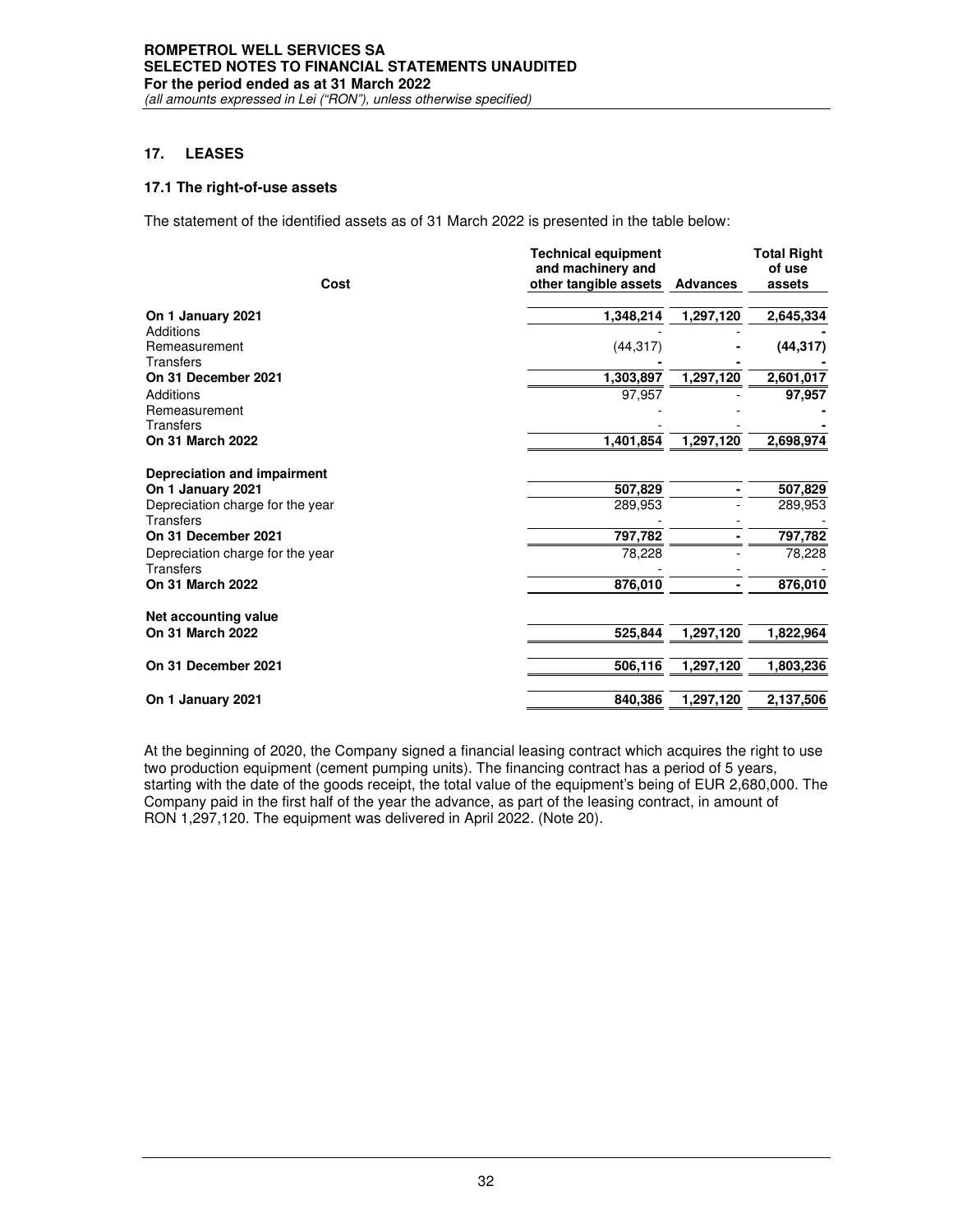## 17. LEASES

### 17.1 The right-of-use assets

The statement of the identified assets as of 31 March 2022 is presented in the table below:

| Cost | Technical equipment and machinery and other tangible assets | Advances | Total Right of use assets |
|---|---|---|---|
| **On 1 January 2021** | **1,348,214** | **1,297,120** | **2,645,334** |
| Additions | - | - | **-** |
| Remeasurement | (44,317) | **-** | **(44,317)** |
| Transfers | **-** | **-** | **-** |
| **On 31 December 2021** | **1,303,897** | **1,297,120** | **2,601,017** |
| Additions | 97,957 | - | **97,957** |
| Remeasurement | - | - | **-** |
| Transfers | - | - | **-** |
| **On 31 March 2022** | **1,401,854** | **1,297,120** | **2,698,974** |
| **Depreciation and impairment** | | | |
| **On 1 January 2021** | **507,829** | **-** | **507,829** |
| Depreciation charge for the year | 289,953 | - | 289,953 |
| Transfers | - | - | - |
| **On 31 December 2021** | **797,782** | **-** | **797,782** |
| Depreciation charge for the year | 78,228 | - | 78,228 |
| Transfers | - | - | - |
| **On 31 March 2022** | **876,010** | **-** | **876,010** |
| **Net accounting value** | | | |
| **On 31 March 2022** | **525,844** | **1,297,120** | **1,822,964** |
| **On 31 December 2021** | **506,116** | **1,297,120** | **1,803,236** |
| **On 1 January 2021** | **840,386** | **1,297,120** | **2,137,506** |

At the beginning of 2020, the Company signed a financial leasing contract which acquires the right to use two production equipment (cement pumping units). The financing contract has a period of 5 years, starting with the date of the goods receipt, the total value of the equipment's being of EUR 2,680,000. The Company paid in the first half of the year the advance, as part of the leasing contract, in amount of RON 1,297,120. The equipment was delivered in April 2022. (Note 20).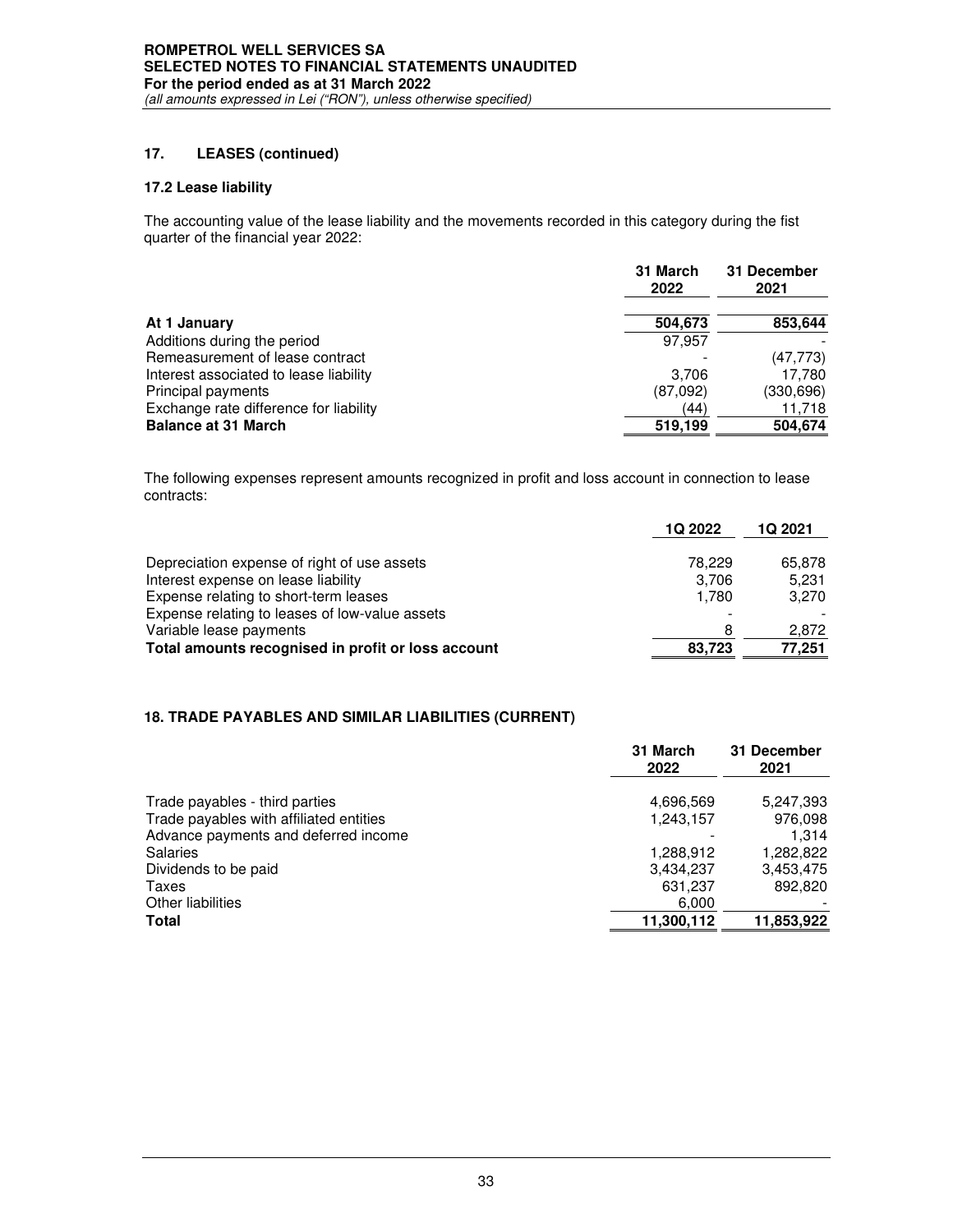## 17. LEASES (continued)

### 17.2 Lease liability

The accounting value of the lease liability and the movements recorded in this category during the fist quarter of the financial year 2022:

| | 31 March 2022 | 31 December 2021 |
|---|---|---|
| **At 1 January** | **504,673** | **853,644** |
| Additions during the period | 97,957 | - |
| Remeasurement of lease contract | - | (47,773) |
| Interest associated to lease liability | 3,706 | 17,780 |
| Principal payments | (87,092) | (330,696) |
| Exchange rate difference for liability | (44) | 11,718 |
| **Balance at 31 March** | **519,199** | **504,674** |

The following expenses represent amounts recognized in profit and loss account in connection to lease contracts:

| | 1Q 2022 | 1Q 2021 |
|---|---|---|
| Depreciation expense of right of use assets | 78,229 | 65,878 |
| Interest expense on lease liability | 3,706 | 5,231 |
| Expense relating to short-term leases | 1,780 | 3,270 |
| Expense relating to leases of low-value assets | - | - |
| Variable lease payments | 8 | 2,872 |
| **Total amounts recognised in profit or loss account** | **83,723** | **77,251** |

## 18. TRADE PAYABLES AND SIMILAR LIABILITIES (CURRENT)

| | 31 March 2022 | 31 December 2021 |
|---|---|---|
| Trade payables - third parties | 4,696,569 | 5,247,393 |
| Trade payables with affiliated entities | 1,243,157 | 976,098 |
| Advance payments and deferred income | - | 1,314 |
| Salaries | 1,288,912 | 1,282,822 |
| Dividends to be paid | 3,434,237 | 3,453,475 |
| Taxes | 631,237 | 892,820 |
| Other liabilities | 6,000 | - |
| **Total** | **11,300,112** | **11,853,922** |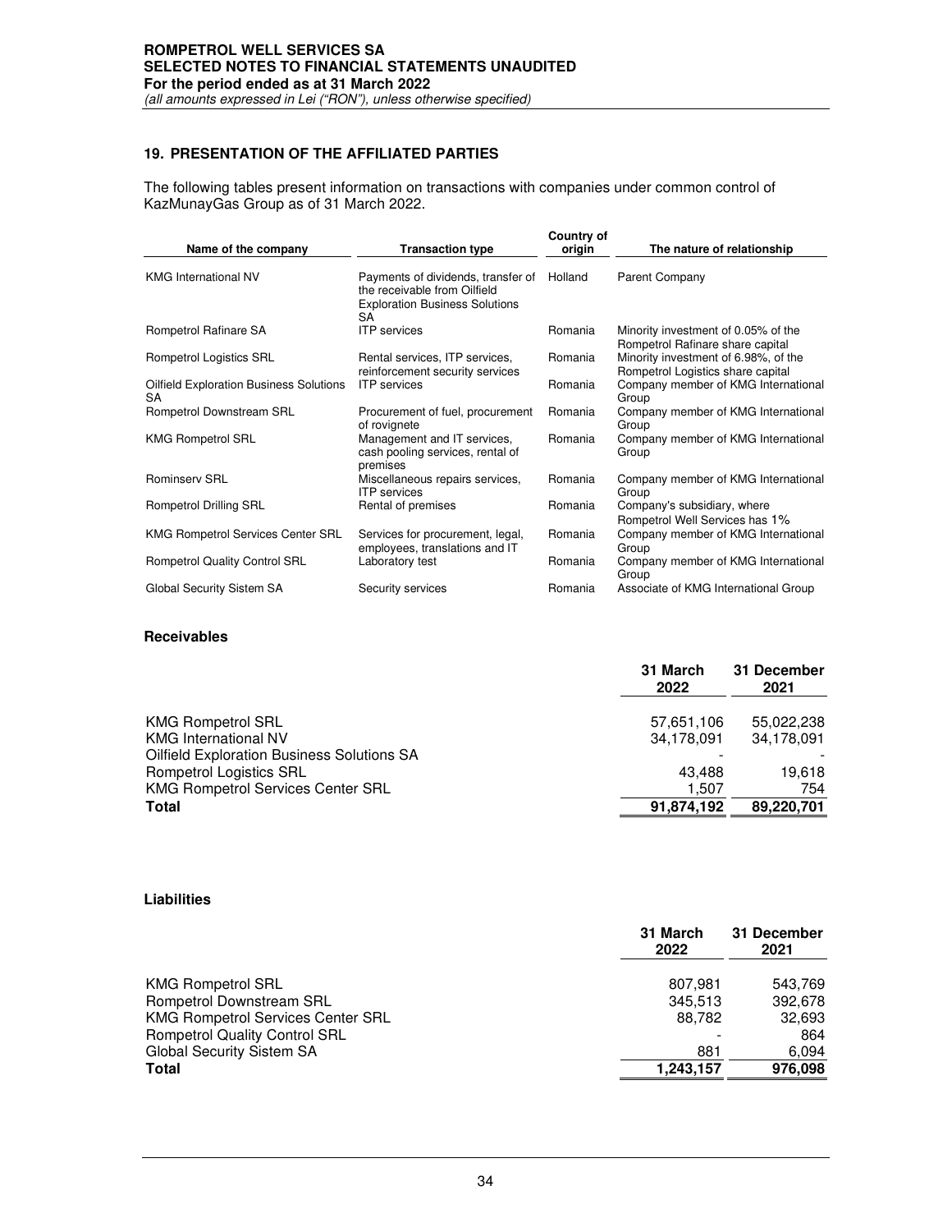## 19. PRESENTATION OF THE AFFILIATED PARTIES

The following tables present information on transactions with companies under common control of KazMunayGas Group as of 31 March 2022.

| Name of the company | Transaction type | Country of origin | The nature of relationship |
|---|---|---|---|
| KMG International NV | Payments of dividends, transfer of the receivable from Oilfield Exploration Business Solutions SA | Holland | Parent Company |
| Rompetrol Rafinare SA | ITP services | Romania | Minority investment of 0.05% of the Rompetrol Rafinare share capital |
| Rompetrol Logistics SRL | Rental services, ITP services, reinforcement security services | Romania | Minority investment of 6.98%, of the Rompetrol Logistics share capital |
| Oilfield Exploration Business Solutions SA | ITP services | Romania | Company member of KMG International Group |
| Rompetrol Downstream SRL | Procurement of fuel, procurement of rovignete | Romania | Company member of KMG International Group |
| KMG Rompetrol SRL | Management and IT services, cash pooling services, rental of premises | Romania | Company member of KMG International Group |
| Rominserv SRL | Miscellaneous repairs services, ITP services | Romania | Company member of KMG International Group |
| Rompetrol Drilling SRL | Rental of premises | Romania | Company's subsidiary, where Rompetrol Well Services has 1% |
| KMG Rompetrol Services Center SRL | Services for procurement, legal, employees, translations and IT | Romania | Company member of KMG International Group |
| Rompetrol Quality Control SRL | Laboratory test | Romania | Company member of KMG International Group |
| Global Security Sistem SA | Security services | Romania | Associate of KMG International Group |

### Receivables

| | 31 March 2022 | 31 December 2021 |
|---|---|---|
| KMG Rompetrol SRL | 57,651,106 | 55,022,238 |
| KMG International NV | 34,178,091 | 34,178,091 |
| Oilfield Exploration Business Solutions SA | - | - |
| Rompetrol Logistics SRL | 43,488 | 19,618 |
| KMG Rompetrol Services Center SRL | 1,507 | 754 |
| **Total** | **91,874,192** | **89,220,701** |

### Liabilities

| | 31 March 2022 | 31 December 2021 |
|---|---|---|
| KMG Rompetrol SRL | 807,981 | 543,769 |
| Rompetrol Downstream SRL | 345,513 | 392,678 |
| KMG Rompetrol Services Center SRL | 88,782 | 32,693 |
| Rompetrol Quality Control SRL | - | 864 |
| Global Security Sistem SA | 881 | 6,094 |
| **Total** | **1,243,157** | **976,098** |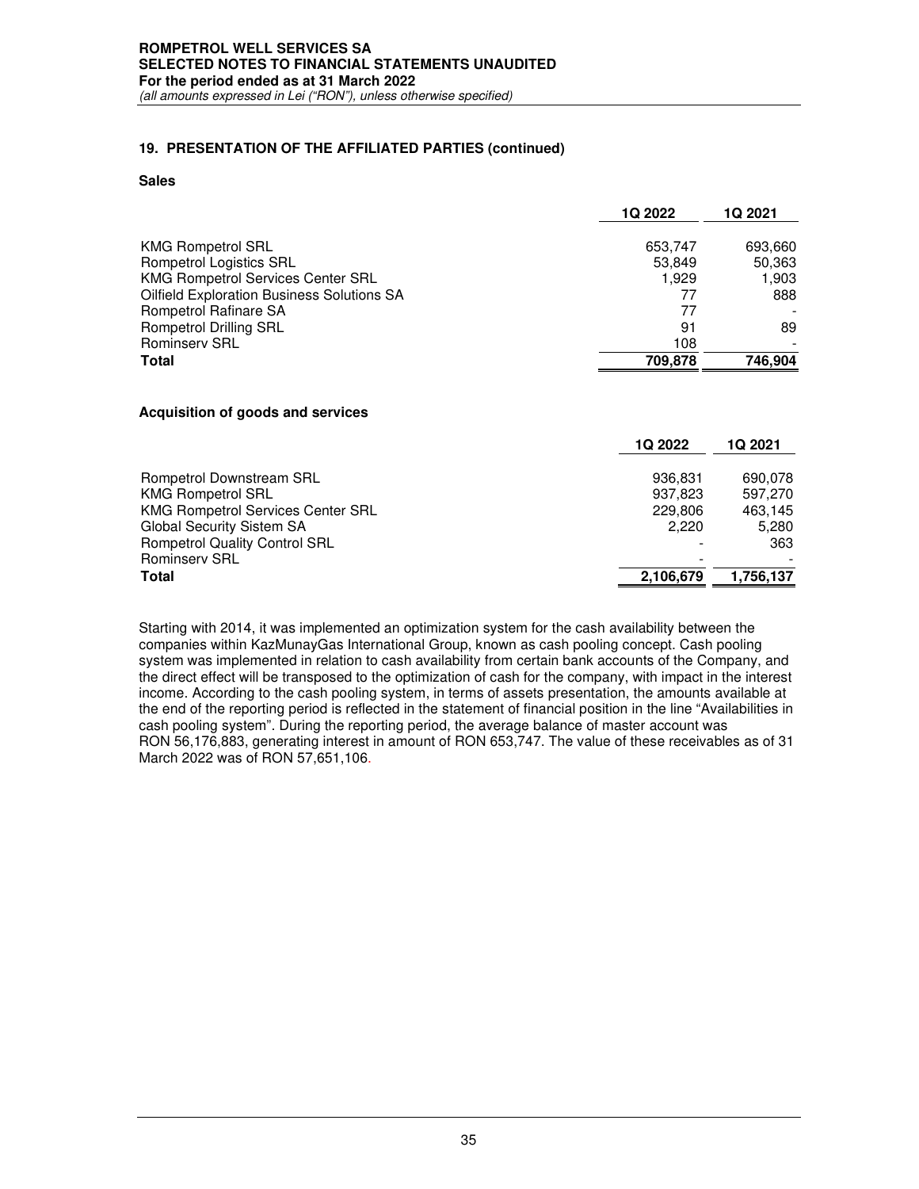## 19. PRESENTATION OF THE AFFILIATED PARTIES (continued)

### Sales

| | 1Q 2022 | 1Q 2021 |
|---|---|---|
| KMG Rompetrol SRL | 653,747 | 693,660 |
| Rompetrol Logistics SRL | 53,849 | 50,363 |
| KMG Rompetrol Services Center SRL | 1,929 | 1,903 |
| Oilfield Exploration Business Solutions SA | 77 | 888 |
| Rompetrol Rafinare SA | 77 | - |
| Rompetrol Drilling SRL | 91 | 89 |
| Rominserv SRL | 108 | - |
| **Total** | **709,878** | **746,904** |

### Acquisition of goods and services

| | 1Q 2022 | 1Q 2021 |
|---|---|---|
| Rompetrol Downstream SRL | 936,831 | 690,078 |
| KMG Rompetrol SRL | 937,823 | 597,270 |
| KMG Rompetrol Services Center SRL | 229,806 | 463,145 |
| Global Security Sistem SA | 2,220 | 5,280 |
| Rompetrol Quality Control SRL | - | 363 |
| Rominserv SRL | - | - |
| **Total** | **2,106,679** | **1,756,137** |

Starting with 2014, it was implemented an optimization system for the cash availability between the companies within KazMunayGas International Group, known as cash pooling concept. Cash pooling system was implemented in relation to cash availability from certain bank accounts of the Company, and the direct effect will be transposed to the optimization of cash for the company, with impact in the interest income. According to the cash pooling system, in terms of assets presentation, the amounts available at the end of the reporting period is reflected in the statement of financial position in the line "Availabilities in cash pooling system". During the reporting period, the average balance of master account was RON 56,176,883, generating interest in amount of RON 653,747. The value of these receivables as of 31 March 2022 was of RON 57,651,106.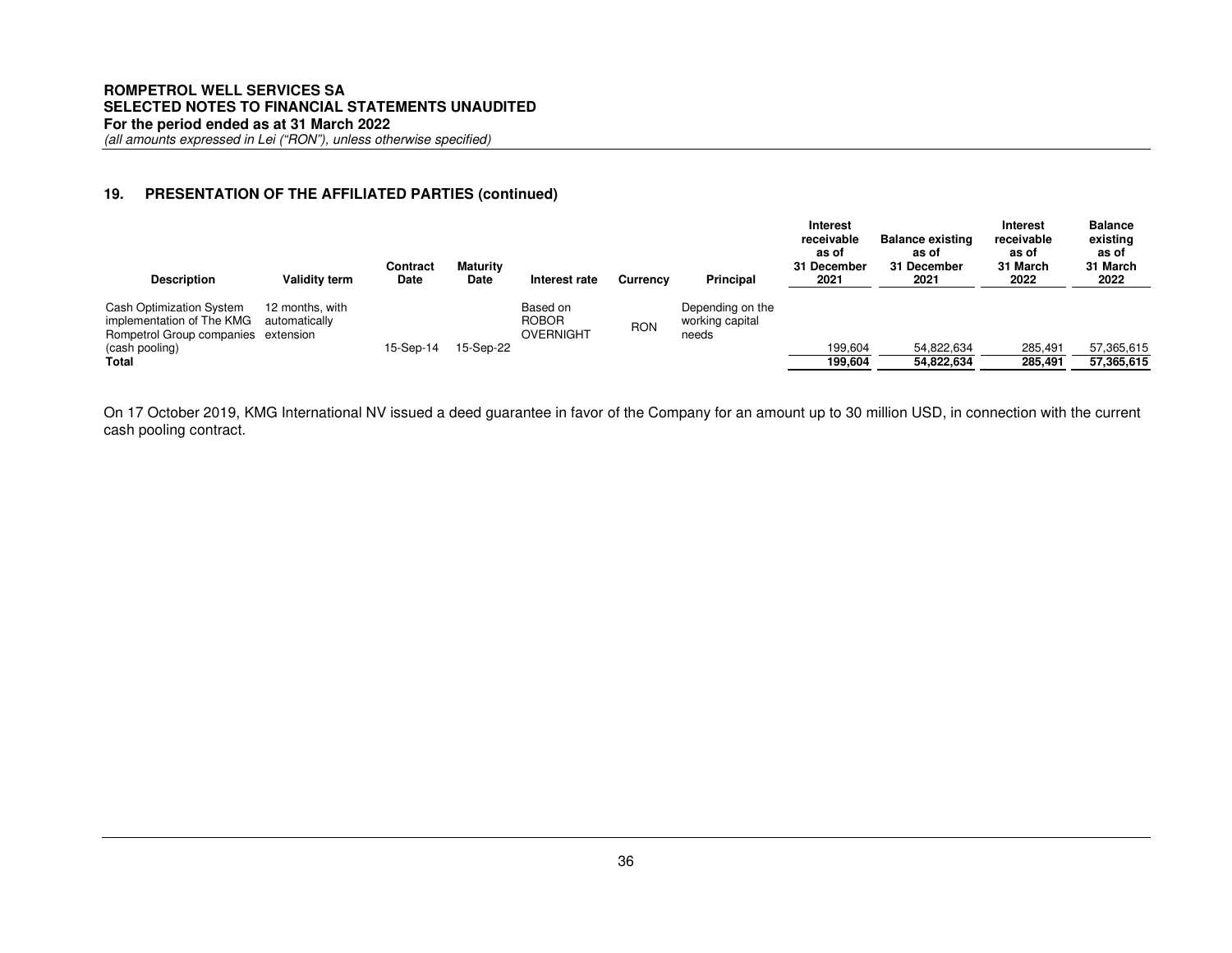## 19. PRESENTATION OF THE AFFILIATED PARTIES (continued)

| Description | Validity term | Contract Date | Maturity Date | Interest rate | Currency | Principal | Interest receivable as of 31 December 2021 | Balance existing as of 31 December 2021 | Interest receivable as of 31 March 2022 | Balance existing as of 31 March 2022 |
|---|---|---|---|---|---|---|---|---|---|---|
| Cash Optimization System implementation of The KMG Rompetrol Group companies (cash pooling) | 12 months, with automatically extension | 15-Sep-14 | 15-Sep-22 | Based on ROBOR OVERNIGHT | RON | Depending on the working capital needs | 199,604 | 54,822,634 | 285,491 | 57,365,615 |
| **Total** | | | | | | | **199,604** | **54,822,634** | **285,491** | **57,365,615** |

On 17 October 2019, KMG International NV issued a deed guarantee in favor of the Company for an amount up to 30 million USD, in connection with the current cash pooling contract.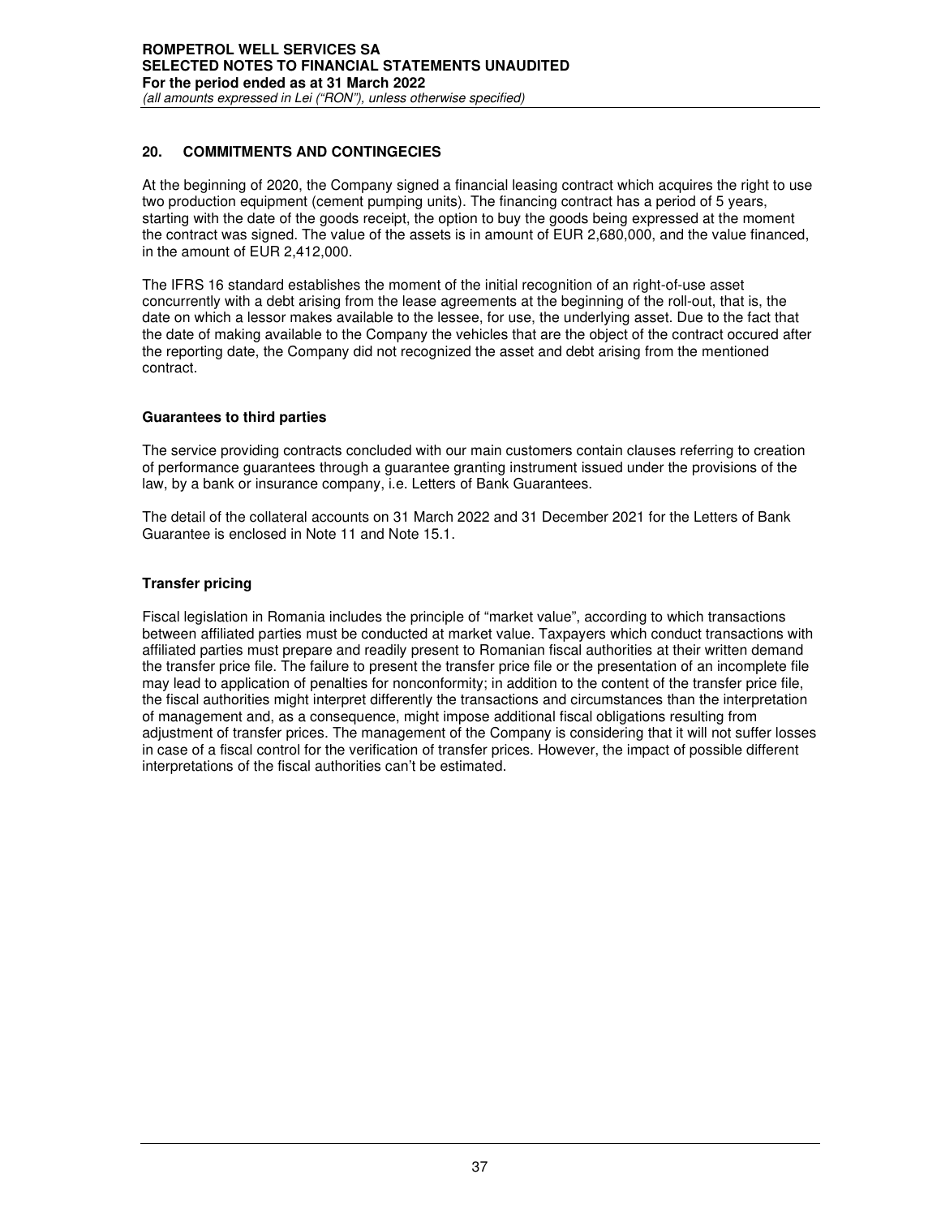## 20. COMMITMENTS AND CONTINGECIES

At the beginning of 2020, the Company signed a financial leasing contract which acquires the right to use two production equipment (cement pumping units). The financing contract has a period of 5 years, starting with the date of the goods receipt, the option to buy the goods being expressed at the moment the contract was signed. The value of the assets is in amount of EUR 2,680,000, and the value financed, in the amount of EUR 2,412,000.

The IFRS 16 standard establishes the moment of the initial recognition of an right-of-use asset concurrently with a debt arising from the lease agreements at the beginning of the roll-out, that is, the date on which a lessor makes available to the lessee, for use, the underlying asset. Due to the fact that the date of making available to the Company the vehicles that are the object of the contract occured after the reporting date, the Company did not recognized the asset and debt arising from the mentioned contract.

### Guarantees to third parties

The service providing contracts concluded with our main customers contain clauses referring to creation of performance guarantees through a guarantee granting instrument issued under the provisions of the law, by a bank or insurance company, i.e. Letters of Bank Guarantees.

The detail of the collateral accounts on 31 March 2022 and 31 December 2021 for the Letters of Bank Guarantee is enclosed in Note 11 and Note 15.1.

### Transfer pricing

Fiscal legislation in Romania includes the principle of "market value", according to which transactions between affiliated parties must be conducted at market value. Taxpayers which conduct transactions with affiliated parties must prepare and readily present to Romanian fiscal authorities at their written demand the transfer price file. The failure to present the transfer price file or the presentation of an incomplete file may lead to application of penalties for nonconformity; in addition to the content of the transfer price file, the fiscal authorities might interpret differently the transactions and circumstances than the interpretation of management and, as a consequence, might impose additional fiscal obligations resulting from adjustment of transfer prices. The management of the Company is considering that it will not suffer losses in case of a fiscal control for the verification of transfer prices. However, the impact of possible different interpretations of the fiscal authorities can't be estimated.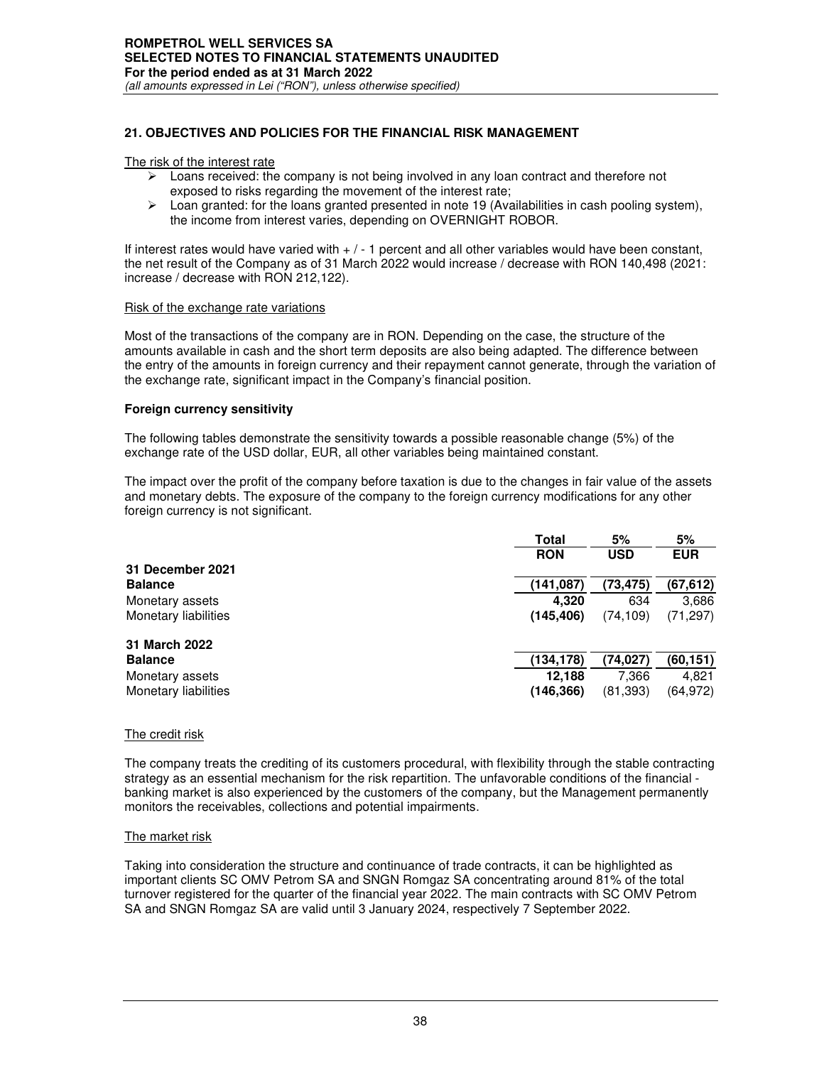## 21. OBJECTIVES AND POLICIES FOR THE FINANCIAL RISK MANAGEMENT

The risk of the interest rate

- Loans received: the company is not being involved in any loan contract and therefore not exposed to risks regarding the movement of the interest rate;
- Loan granted: for the loans granted presented in note 19 (Availabilities in cash pooling system), the income from interest varies, depending on OVERNIGHT ROBOR.

If interest rates would have varied with + / - 1 percent and all other variables would have been constant, the net result of the Company as of 31 March 2022 would increase / decrease with RON 140,498 (2021: increase / decrease with RON 212,122).

Risk of the exchange rate variations

Most of the transactions of the company are in RON. Depending on the case, the structure of the amounts available in cash and the short term deposits are also being adapted. The difference between the entry of the amounts in foreign currency and their repayment cannot generate, through the variation of the exchange rate, significant impact in the Company's financial position.

**Foreign currency sensitivity**

The following tables demonstrate the sensitivity towards a possible reasonable change (5%) of the exchange rate of the USD dollar, EUR, all other variables being maintained constant.

The impact over the profit of the company before taxation is due to the changes in fair value of the assets and monetary debts. The exposure of the company to the foreign currency modifications for any other foreign currency is not significant.

| | Total | 5% | 5% |
|---|---|---|---|
| | RON | USD | EUR |
| **31 December 2021** | | | |
| **Balance** | **(141,087)** | **(73,475)** | **(67,612)** |
| Monetary assets | **4,320** | 634 | 3,686 |
| Monetary liabilities | **(145,406)** | (74,109) | (71,297) |
| **31 March 2022** | | | |
| **Balance** | **(134,178)** | **(74,027)** | **(60,151)** |
| Monetary assets | **12,188** | 7,366 | 4,821 |
| Monetary liabilities | **(146,366)** | (81,393) | (64,972) |

The credit risk

The company treats the crediting of its customers procedural, with flexibility through the stable contracting strategy as an essential mechanism for the risk repartition. The unfavorable conditions of the financial - banking market is also experienced by the customers of the company, but the Management permanently monitors the receivables, collections and potential impairments.

The market risk

Taking into consideration the structure and continuance of trade contracts, it can be highlighted as important clients SC OMV Petrom SA and SNGN Romgaz SA concentrating around 81% of the total turnover registered for the quarter of the financial year 2022. The main contracts with SC OMV Petrom SA and SNGN Romgaz SA are valid until 3 January 2024, respectively 7 September 2022.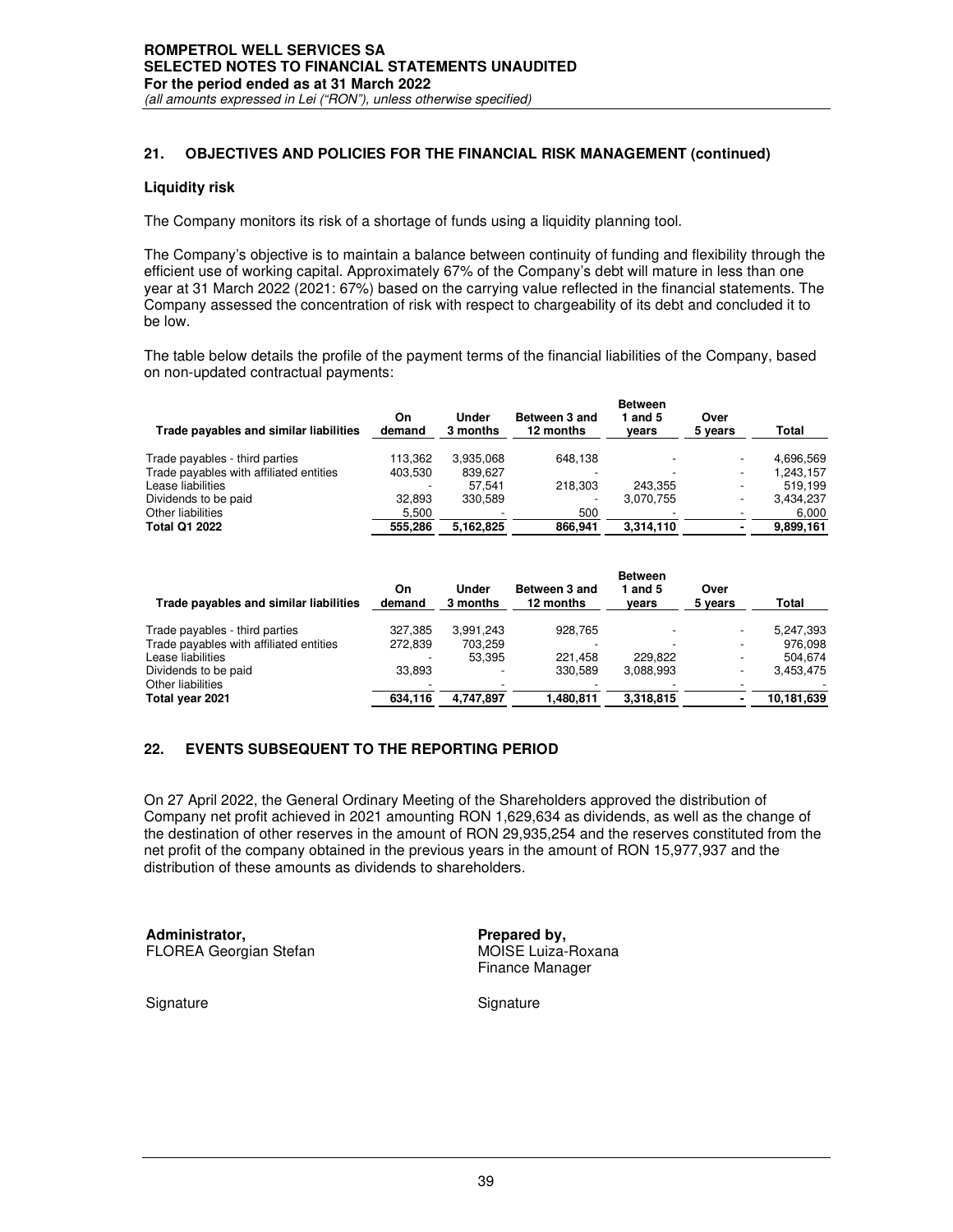## 21. OBJECTIVES AND POLICIES FOR THE FINANCIAL RISK MANAGEMENT (continued)

### Liquidity risk

The Company monitors its risk of a shortage of funds using a liquidity planning tool.

The Company's objective is to maintain a balance between continuity of funding and flexibility through the efficient use of working capital. Approximately 67% of the Company's debt will mature in less than one year at 31 March 2022 (2021: 67%) based on the carrying value reflected in the financial statements. The Company assessed the concentration of risk with respect to chargeability of its debt and concluded it to be low.

The table below details the profile of the payment terms of the financial liabilities of the Company, based on non-updated contractual payments:

| Trade payables and similar liabilities | On demand | Under 3 months | Between 3 and 12 months | Between 1 and 5 years | Over 5 years | Total |
|---|---|---|---|---|---|---|
| Trade payables - third parties | 113,362 | 3,935,068 | 648,138 | - | - | 4,696,569 |
| Trade payables with affiliated entities | 403,530 | 839,627 | - | - | - | 1,243,157 |
| Lease liabilities | - | 57,541 | 218,303 | 243,355 | - | 519,199 |
| Dividends to be paid | 32,893 | 330,589 | - | 3,070,755 | - | 3,434,237 |
| Other liabilities | 5,500 | - | 500 | - | - | 6,000 |
| **Total Q1 2022** | **555,286** | **5,162,825** | **866,941** | **3,314,110** | **-** | **9,899,161** |

| Trade payables and similar liabilities | On demand | Under 3 months | Between 3 and 12 months | Between 1 and 5 years | Over 5 years | Total |
|---|---|---|---|---|---|---|
| Trade payables - third parties | 327,385 | 3,991,243 | 928,765 | - | - | 5,247,393 |
| Trade payables with affiliated entities | 272,839 | 703,259 | - | - | - | 976,098 |
| Lease liabilities | - | 53,395 | 221,458 | 229,822 | - | 504,674 |
| Dividends to be paid | 33,893 | - | 330,589 | 3,088,993 | - | 3,453,475 |
| Other liabilities | - | - | - | - | - | - |
| **Total year 2021** | **634,116** | **4,747,897** | **1,480,811** | **3,318,815** | **-** | **10,181,639** |

## 22. EVENTS SUBSEQUENT TO THE REPORTING PERIOD

On 27 April 2022, the General Ordinary Meeting of the Shareholders approved the distribution of Company net profit achieved in 2021 amounting RON 1,629,634 as dividends, as well as the change of the destination of other reserves in the amount of RON 29,935,254 and the reserves constituted from the net profit of the company obtained in the previous years in the amount of RON 15,977,937 and the distribution of these amounts as dividends to shareholders.

**Administrator,**
FLOREA Georgian Stefan

Signature

**Prepared by,**
MOISE Luiza-Roxana
Finance Manager

Signature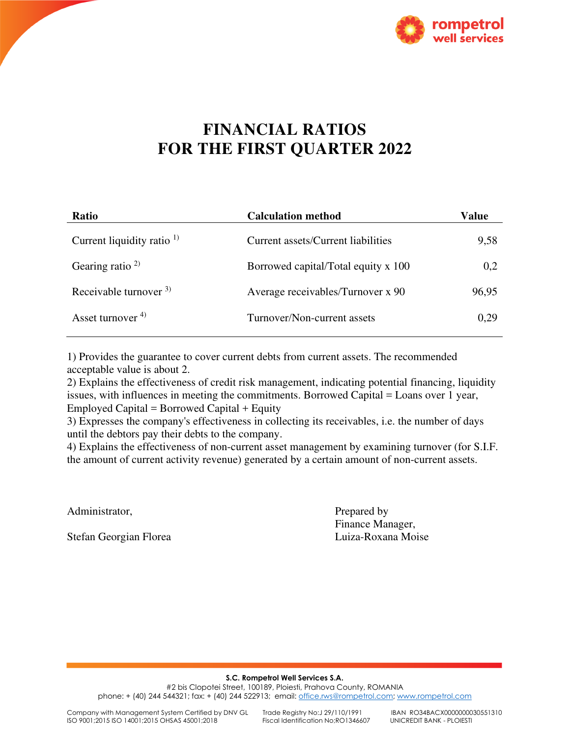# FINANCIAL RATIOS
# FOR THE FIRST QUARTER 2022

| Ratio | Calculation method | Value |
|---|---|---|
| Current liquidity ratio [1)] | Current assets/Current liabilities | 9,58 |
| Gearing ratio [2)] | Borrowed capital/Total equity x 100 | 0,2 |
| Receivable turnover [3)] | Average receivables/Turnover x 90 | 96,95 |
| Asset turnover [4)] | Turnover/Non-current assets | 0,29 |

1) Provides the guarantee to cover current debts from current assets. The recommended acceptable value is about 2.
2) Explains the effectiveness of credit risk management, indicating potential financing, liquidity issues, with influences in meeting the commitments. Borrowed Capital = Loans over 1 year, Employed Capital = Borrowed Capital + Equity
3) Expresses the company's effectiveness in collecting its receivables, i.e. the number of days until the debtors pay their debts to the company.
4) Explains the effectiveness of non-current asset management by examining turnover (for S.I.F. the amount of current activity revenue) generated by a certain amount of non-current assets.

Administrator,

Stefan Georgian Florea

Prepared by
Finance Manager,
Luiza-Roxana Moise